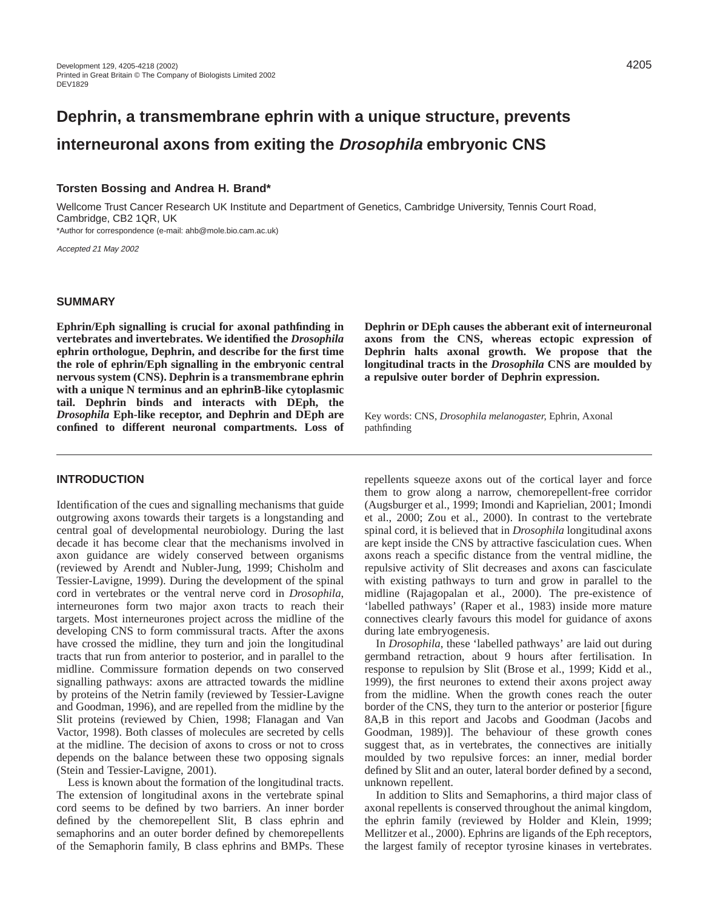# Dephrin, a transmembrane ephrin with a unique structure, prevents interneuronal axons from exiting the *Drosophila* embryonic CNS

**Torsten Bossing and Andrea H. Brand***

Wellcome Trust Cancer Research UK Institute and Department of Genetics, Cambridge University, Tennis Court Road, Cambridge, CB2 1QR, UK

*Author for correspondence (e-mail: ahb@mole.bio.cam.ac.uk)

*Accepted 21 May 2002*

## SUMMARY

**Ephrin/Eph signalling is crucial for axonal pathfinding in vertebrates and invertebrates. We identified the *Drosophila* ephrin orthologue, Dephrin, and describe for the first time the role of ephrin/Eph signalling in the embryonic central nervous system (CNS). Dephrin is a transmembrane ephrin with a unique N terminus and an ephrinB-like cytoplasmic tail. Dephrin binds and interacts with DEph, the *Drosophila* Eph-like receptor, and Dephrin and DEph are confined to different neuronal compartments. Loss of Dephrin or DEph causes the abberant exit of interneuronal axons from the CNS, whereas ectopic expression of Dephrin halts axonal growth. We propose that the longitudinal tracts in the *Drosophila* CNS are moulded by a repulsive outer border of Dephrin expression.**

Key words: CNS, *Drosophila melanogaster,* Ephrin, Axonal pathfinding

## INTRODUCTION

Identification of the cues and signalling mechanisms that guide outgrowing axons towards their targets is a longstanding and central goal of developmental neurobiology. During the last decade it has become clear that the mechanisms involved in axon guidance are widely conserved between organisms (reviewed by Arendt and Nubler-Jung, 1999; Chisholm and Tessier-Lavigne, 1999). During the development of the spinal cord in vertebrates or the ventral nerve cord in *Drosophila*, interneurones form two major axon tracts to reach their targets. Most interneurones project across the midline of the developing CNS to form commissural tracts. After the axons have crossed the midline, they turn and join the longitudinal tracts that run from anterior to posterior, and in parallel to the midline. Commissure formation depends on two conserved signalling pathways: axons are attracted towards the midline by proteins of the Netrin family (reviewed by Tessier-Lavigne and Goodman, 1996), and are repelled from the midline by the Slit proteins (reviewed by Chien, 1998; Flanagan and Van Vactor, 1998). Both classes of molecules are secreted by cells at the midline. The decision of axons to cross or not to cross depends on the balance between these two opposing signals (Stein and Tessier-Lavigne, 2001).

Less is known about the formation of the longitudinal tracts. The extension of longitudinal axons in the vertebrate spinal cord seems to be defined by two barriers. An inner border defined by the chemorepellent Slit, B class ephrin and semaphorins and an outer border defined by chemorepellents of the Semaphorin family, B class ephrins and BMPs. These repellents squeeze axons out of the cortical layer and force them to grow along a narrow, chemorepellent-free corridor (Augsburger et al., 1999; Imondi and Kaprielian, 2001; Imondi et al., 2000; Zou et al., 2000). In contrast to the vertebrate spinal cord, it is believed that in *Drosophila* longitudinal axons are kept inside the CNS by attractive fasciculation cues. When axons reach a specific distance from the ventral midline, the repulsive activity of Slit decreases and axons can fasciculate with existing pathways to turn and grow in parallel to the midline (Rajagopalan et al., 2000). The pre-existence of 'labelled pathways' (Raper et al., 1983) inside more mature connectives clearly favours this model for guidance of axons during late embryogenesis.

In *Drosophila*, these 'labelled pathways' are laid out during germband retraction, about 9 hours after fertilisation. In response to repulsion by Slit (Brose et al., 1999; Kidd et al., 1999), the first neurones to extend their axons project away from the midline. When the growth cones reach the outer border of the CNS, they turn to the anterior or posterior [figure 8A,B in this report and Jacobs and Goodman (Jacobs and Goodman, 1989)]. The behaviour of these growth cones suggest that, as in vertebrates, the connectives are initially moulded by two repulsive forces: an inner, medial border defined by Slit and an outer, lateral border defined by a second, unknown repellent.

In addition to Slits and Semaphorins, a third major class of axonal repellents is conserved throughout the animal kingdom, the ephrin family (reviewed by Holder and Klein, 1999; Mellitzer et al., 2000). Ephrins are ligands of the Eph receptors, the largest family of receptor tyrosine kinases in vertebrates.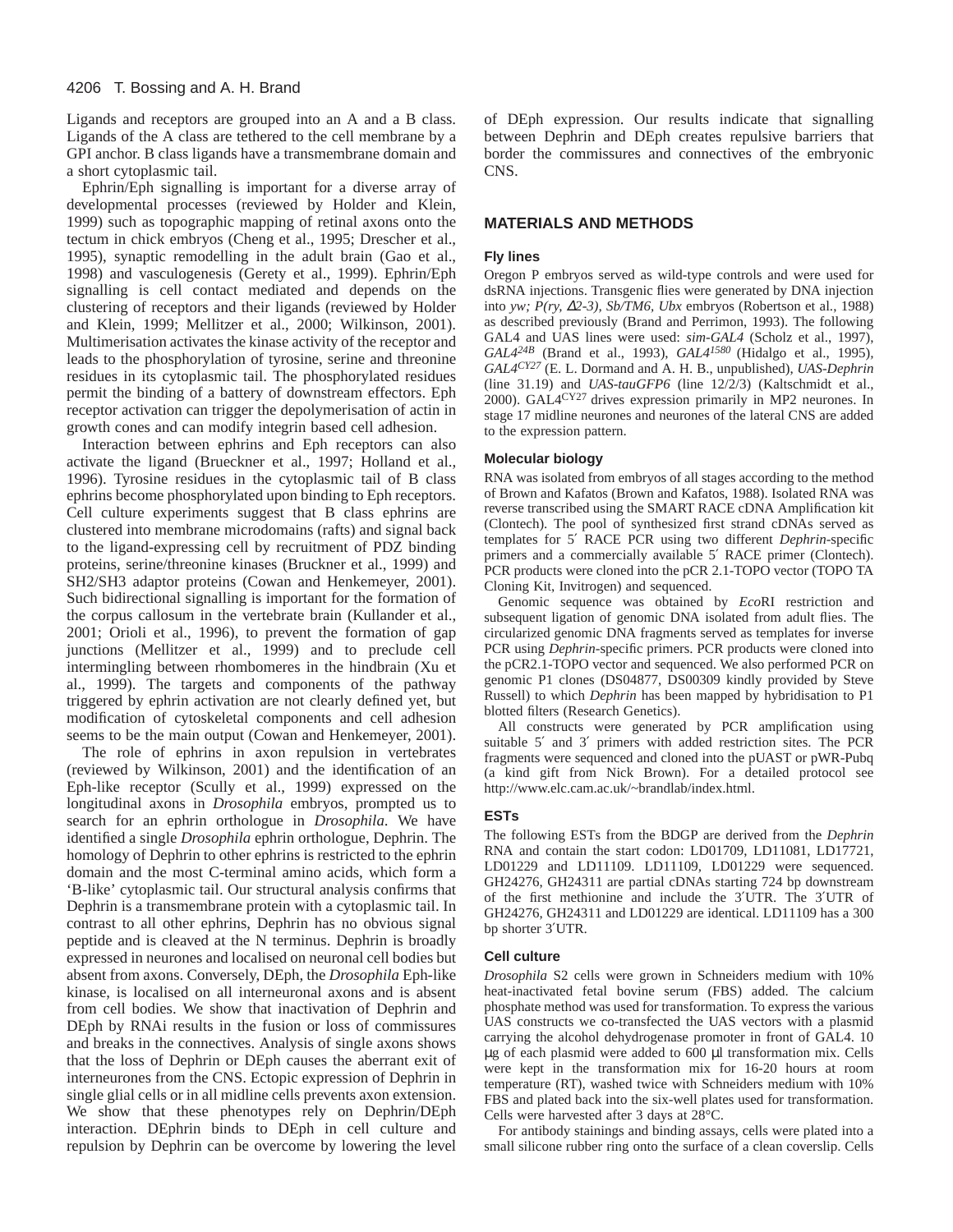Ligands and receptors are grouped into an A and a B class. Ligands of the A class are tethered to the cell membrane by a GPI anchor. B class ligands have a transmembrane domain and a short cytoplasmic tail.

Ephrin/Eph signalling is important for a diverse array of developmental processes (reviewed by Holder and Klein, 1999) such as topographic mapping of retinal axons onto the tectum in chick embryos (Cheng et al., 1995; Drescher et al., 1995), synaptic remodelling in the adult brain (Gao et al., 1998) and vasculogenesis (Gerety et al., 1999). Ephrin/Eph signalling is cell contact mediated and depends on the clustering of receptors and their ligands (reviewed by Holder and Klein, 1999; Mellitzer et al., 2000; Wilkinson, 2001). Multimerisation activates the kinase activity of the receptor and leads to the phosphorylation of tyrosine, serine and threonine residues in its cytoplasmic tail. The phosphorylated residues permit the binding of a battery of downstream effectors. Eph receptor activation can trigger the depolymerisation of actin in growth cones and can modify integrin based cell adhesion.

Interaction between ephrins and Eph receptors can also activate the ligand (Brueckner et al., 1997; Holland et al., 1996). Tyrosine residues in the cytoplasmic tail of B class ephrins become phosphorylated upon binding to Eph receptors. Cell culture experiments suggest that B class ephrins are clustered into membrane microdomains (rafts) and signal back to the ligand-expressing cell by recruitment of PDZ binding proteins, serine/threonine kinases (Bruckner et al., 1999) and SH2/SH3 adaptor proteins (Cowan and Henkemeyer, 2001). Such bidirectional signalling is important for the formation of the corpus callosum in the vertebrate brain (Kullander et al., 2001; Orioli et al., 1996), to prevent the formation of gap junctions (Mellitzer et al., 1999) and to preclude cell intermingling between rhombomeres in the hindbrain (Xu et al., 1999). The targets and components of the pathway triggered by ephrin activation are not clearly defined yet, but modification of cytoskeletal components and cell adhesion seems to be the main output (Cowan and Henkemeyer, 2001).

The role of ephrins in axon repulsion in vertebrates (reviewed by Wilkinson, 2001) and the identification of an Eph-like receptor (Scully et al., 1999) expressed on the longitudinal axons in *Drosophila* embryos, prompted us to search for an ephrin orthologue in *Drosophila*. We have identified a single *Drosophila* ephrin orthologue, Dephrin. The homology of Dephrin to other ephrins is restricted to the ephrin domain and the most C-terminal amino acids, which form a 'B-like' cytoplasmic tail. Our structural analysis confirms that Dephrin is a transmembrane protein with a cytoplasmic tail. In contrast to all other ephrins, Dephrin has no obvious signal peptide and is cleaved at the N terminus. Dephrin is broadly expressed in neurones and localised on neuronal cell bodies but absent from axons. Conversely, DEph, the *Drosophila* Eph-like kinase, is localised on all interneuronal axons and is absent from cell bodies. We show that inactivation of Dephrin and DEph by RNAi results in the fusion or loss of commissures and breaks in the connectives. Analysis of single axons shows that the loss of Dephrin or DEph causes the aberrant exit of interneurones from the CNS. Ectopic expression of Dephrin in single glial cells or in all midline cells prevents axon extension. We show that these phenotypes rely on Dephrin/DEph interaction. DEphrin binds to DEph in cell culture and repulsion by Dephrin can be overcome by lowering the level of DEph expression. Our results indicate that signalling between Dephrin and DEph creates repulsive barriers that border the commissures and connectives of the embryonic CNS.

## MATERIALS AND METHODS

### Fly lines

Oregon P embryos served as wild-type controls and were used for dsRNA injections. Transgenic flies were generated by DNA injection into *yw; P(ry, Δ2-3), Sb/TM6, Ubx* embryos (Robertson et al., 1988) as described previously (Brand and Perrimon, 1993). The following GAL4 and UAS lines were used: *sim-GAL4* (Scholz et al., 1997), *GAL4*$^{24B}$ (Brand et al., 1993), *GAL4*$^{1580}$ (Hidalgo et al., 1995), *GAL4*$^{CY27}$ (E. L. Dormand and A. H. B., unpublished), *UAS-Dephrin* (line 31.19) and *UAS-tauGFP6* (line 12/2/3) (Kaltschmidt et al., 2000). GAL4$^{CY27}$ drives expression primarily in MP2 neurones. In stage 17 midline neurones and neurones of the lateral CNS are added to the expression pattern.

### Molecular biology

RNA was isolated from embryos of all stages according to the method of Brown and Kafatos (Brown and Kafatos, 1988). Isolated RNA was reverse transcribed using the SMART RACE cDNA Amplification kit (Clontech). The pool of synthesized first strand cDNAs served as templates for 5′ RACE PCR using two different *Dephrin*-specific primers and a commercially available 5′ RACE primer (Clontech). PCR products were cloned into the pCR 2.1-TOPO vector (TOPO TA Cloning Kit, Invitrogen) and sequenced.

Genomic sequence was obtained by *Eco*RI restriction and subsequent ligation of genomic DNA isolated from adult flies. The circularized genomic DNA fragments served as templates for inverse PCR using *Dephrin*-specific primers. PCR products were cloned into the pCR2.1-TOPO vector and sequenced. We also performed PCR on genomic P1 clones (DS04877, DS00309 kindly provided by Steve Russell) to which *Dephrin* has been mapped by hybridisation to P1 blotted filters (Research Genetics).

All constructs were generated by PCR amplification using suitable 5′ and 3′ primers with added restriction sites. The PCR fragments were sequenced and cloned into the pUAST or pWR-Pubq (a kind gift from Nick Brown). For a detailed protocol see http://www.elc.cam.ac.uk/~brandlab/index.html.

### ESTs

The following ESTs from the BDGP are derived from the *Dephrin* RNA and contain the start codon: LD01709, LD11081, LD17721, LD01229 and LD11109. LD11109, LD01229 were sequenced. GH24276, GH24311 are partial cDNAs starting 724 bp downstream of the first methionine and include the 3′UTR. The 3′UTR of GH24276, GH24311 and LD01229 are identical. LD11109 has a 300 bp shorter 3′UTR.

### Cell culture

*Drosophila* S2 cells were grown in Schneiders medium with 10% heat-inactivated fetal bovine serum (FBS) added. The calcium phosphate method was used for transformation. To express the various UAS constructs we co-transfected the UAS vectors with a plasmid carrying the alcohol dehydrogenase promoter in front of GAL4. 10 μg of each plasmid were added to 600 μl transformation mix. Cells were kept in the transformation mix for 16-20 hours at room temperature (RT), washed twice with Schneiders medium with 10% FBS and plated back into the six-well plates used for transformation. Cells were harvested after 3 days at 28°C.

For antibody stainings and binding assays, cells were plated into a small silicone rubber ring onto the surface of a clean coverslip. Cells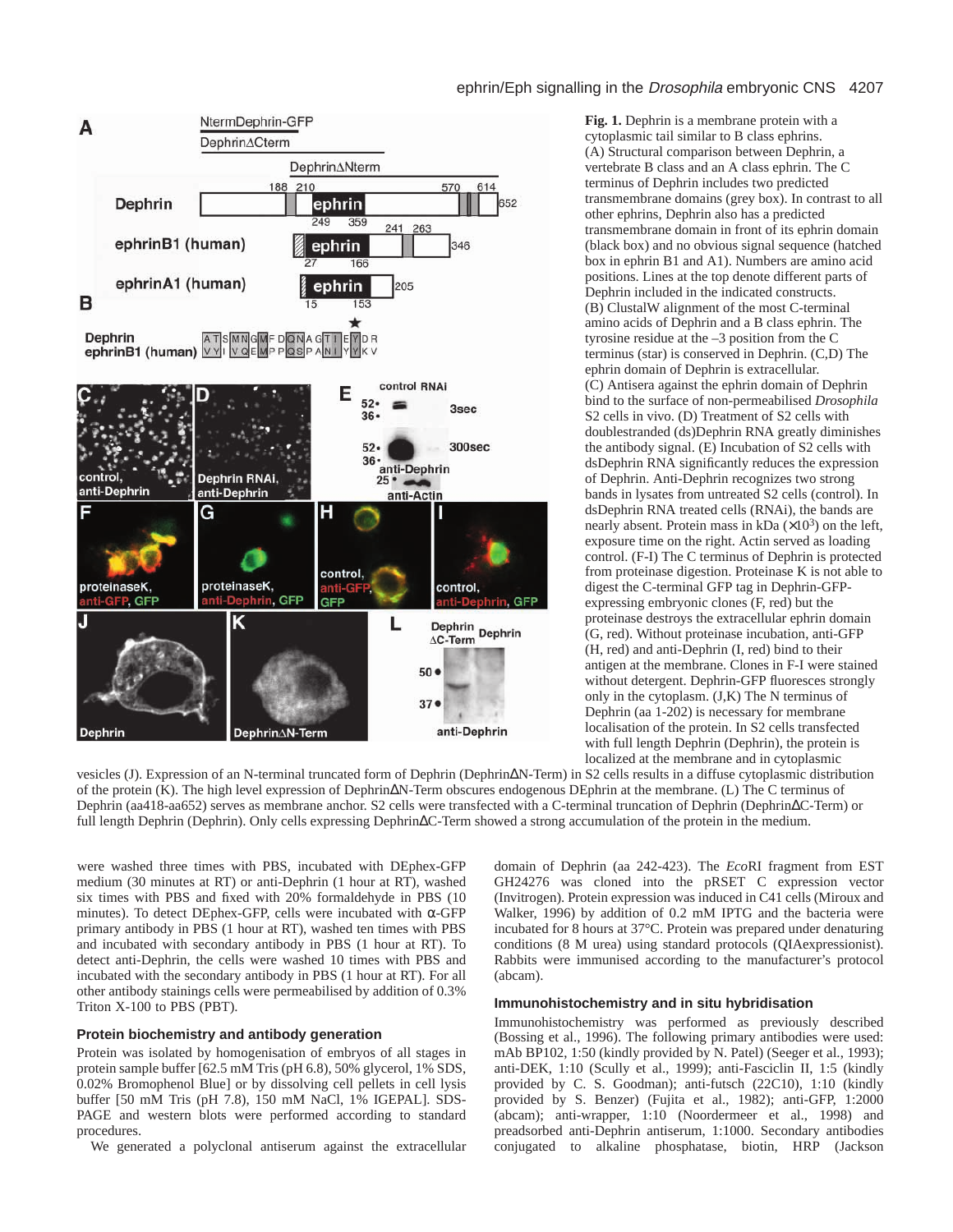**Fig. 1.** Dephrin is a membrane protein with a cytoplasmic tail similar to B class ephrins. (A) Structural comparison between Dephrin, a vertebrate B class and an A class ephrin. The C terminus of Dephrin includes two predicted transmembrane domains (grey box). In contrast to all other ephrins, Dephrin also has a predicted transmembrane domain in front of its ephrin domain (black box) and no obvious signal sequence (hatched box in ephrin B1 and A1). Numbers are amino acid positions. Lines at the top denote different parts of Dephrin included in the indicated constructs. (B) ClustalW alignment of the most C-terminal amino acids of Dephrin and a B class ephrin. The tyrosine residue at the –3 position from the C terminus (star) is conserved in Dephrin. (C,D) The ephrin domain of Dephrin is extracellular. (C) Antisera against the ephrin domain of Dephrin bind to the surface of non-permeabilised *Drosophila* S2 cells in vivo. (D) Treatment of S2 cells with doublestranded (ds)Dephrin RNA greatly diminishes the antibody signal. (E) Incubation of S2 cells with dsDephrin RNA significantly reduces the expression of Dephrin. Anti-Dephrin recognizes two strong bands in lysates from untreated S2 cells (control). In dsDephrin RNA treated cells (RNAi), the bands are nearly absent. Protein mass in kDa ($\times 10^3$) on the left, exposure time on the right. Actin served as loading control. (F-I) The C terminus of Dephrin is protected from proteinase digestion. Proteinase K is not able to digest the C-terminal GFP tag in Dephrin-GFP-expressing embryonic clones (F, red) but the proteinase destroys the extracellular ephrin domain (G, red). Without proteinase incubation, anti-GFP (H, red) and anti-Dephrin (I, red) bind to their antigen at the membrane. Clones in F-I were stained without detergent. Dephrin-GFP fluoresces strongly only in the cytoplasm. (J,K) The N terminus of Dephrin (aa 1-202) is necessary for membrane localisation of the protein. In S2 cells transfected with full length Dephrin (Dephrin), the protein is localized at the membrane and in cytoplasmic vesicles (J). Expression of an N-terminal truncated form of Dephrin (DephrinΔN-Term) in S2 cells results in a diffuse cytoplasmic distribution of the protein (K). The high level expression of DephrinΔN-Term obscures endogenous DEphrin at the membrane. (L) The C terminus of Dephrin (aa418-aa652) serves as membrane anchor. S2 cells were transfected with a C-terminal truncation of Dephrin (DephrinΔC-Term) or full length Dephrin (Dephrin). Only cells expressing DephrinΔC-Term showed a strong accumulation of the protein in the medium.

were washed three times with PBS, incubated with DEphex-GFP medium (30 minutes at RT) or anti-Dephrin (1 hour at RT), washed six times with PBS and fixed with 20% formaldehyde in PBS (10 minutes). To detect DEphex-GFP, cells were incubated with α-GFP primary antibody in PBS (1 hour at RT), washed ten times with PBS and incubated with secondary antibody in PBS (1 hour at RT). To detect anti-Dephrin, the cells were washed 10 times with PBS and incubated with the secondary antibody in PBS (1 hour at RT). For all other antibody stainings cells were permeabilised by addition of 0.3% Triton X-100 to PBS (PBT).

## Protein biochemistry and antibody generation

Protein was isolated by homogenisation of embryos of all stages in protein sample buffer [62.5 mM Tris (pH 6.8), 50% glycerol, 1% SDS, 0.02% Bromophenol Blue] or by dissolving cell pellets in cell lysis buffer [50 mM Tris (pH 7.8), 150 mM NaCl, 1% IGEPAL]. SDS-PAGE and western blots were performed according to standard procedures.

We generated a polyclonal antiserum against the extracellular domain of Dephrin (aa 242-423). The *Eco*RI fragment from EST GH24276 was cloned into the pRSET C expression vector (Invitrogen). Protein expression was induced in C41 cells (Miroux and Walker, 1996) by addition of 0.2 mM IPTG and the bacteria were incubated for 8 hours at 37°C. Protein was prepared under denaturing conditions (8 M urea) using standard protocols (QIAexpressionist). Rabbits were immunised according to the manufacturer's protocol (abcam).

## Immunohistochemistry and in situ hybridisation

Immunohistochemistry was performed as previously described (Bossing et al., 1996). The following primary antibodies were used: mAb BP102, 1:50 (kindly provided by N. Patel) (Seeger et al., 1993); anti-DEK, 1:10 (Scully et al., 1999); anti-Fasciclin II, 1:5 (kindly provided by C. S. Goodman); anti-futsch (22C10), 1:10 (kindly provided by S. Benzer) (Fujita et al., 1982); anti-GFP, 1:2000 (abcam); anti-wrapper, 1:10 (Noordermeer et al., 1998) and preadsorbed anti-Dephrin antiserum, 1:1000. Secondary antibodies conjugated to alkaline phosphatase, biotin, HRP (Jackson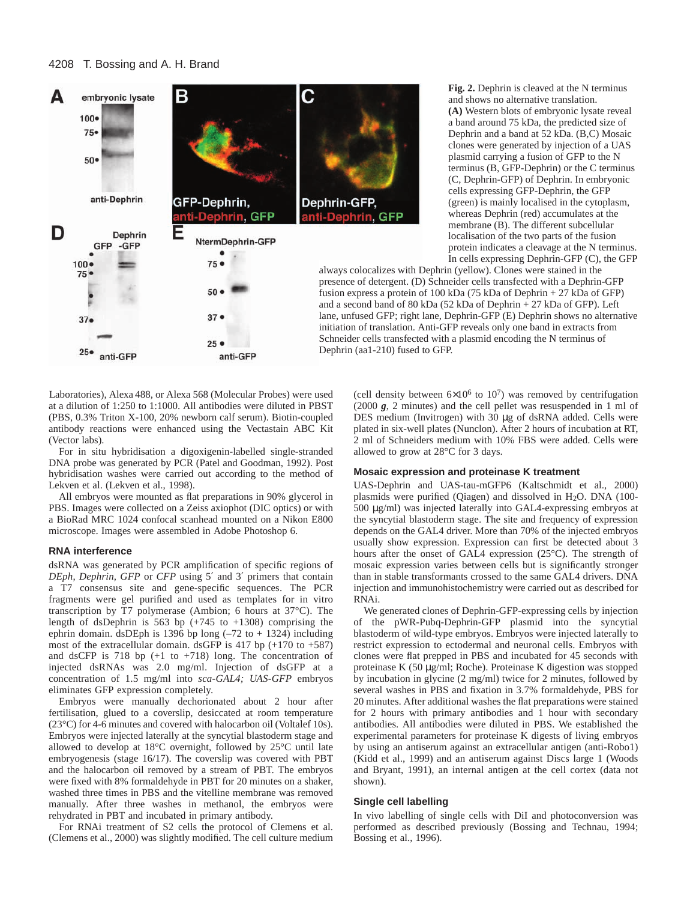**Fig. 2.** Dephrin is cleaved at the N terminus and shows no alternative translation. **(A)** Western blots of embryonic lysate reveal a band around 75 kDa, the predicted size of Dephrin and a band at 52 kDa. (B,C) Mosaic clones were generated by injection of a UAS plasmid carrying a fusion of GFP to the N terminus (B, GFP-Dephrin) or the C terminus (C, Dephrin-GFP) of Dephrin. In embryonic cells expressing GFP-Dephrin, the GFP (green) is mainly localised in the cytoplasm, whereas Dephrin (red) accumulates at the membrane (B). The different subcellular localisation of the two parts of the fusion protein indicates a cleavage at the N terminus. In cells expressing Dephrin-GFP (C), the GFP always colocalizes with Dephrin (yellow). Clones were stained in the presence of detergent. (D) Schneider cells transfected with a Dephrin-GFP fusion express a protein of 100 kDa (75 kDa of Dephrin + 27 kDa of GFP) and a second band of 80 kDa (52 kDa of Dephrin + 27 kDa of GFP). Left lane, unfused GFP; right lane, Dephrin-GFP (E) Dephrin shows no alternative initiation of translation. Anti-GFP reveals only one band in extracts from Schneider cells transfected with a plasmid encoding the N terminus of Dephrin (aa1-210) fused to GFP.

Laboratories), Alexa 488, or Alexa 568 (Molecular Probes) were used at a dilution of 1:250 to 1:1000. All antibodies were diluted in PBST (PBS, 0.3% Triton X-100, 20% newborn calf serum). Biotin-coupled antibody reactions were enhanced using the Vectastain ABC Kit (Vector labs).

For in situ hybridisation a digoxigenin-labelled single-stranded DNA probe was generated by PCR (Patel and Goodman, 1992). Post hybridisation washes were carried out according to the method of Lekven et al. (Lekven et al., 1998).

All embryos were mounted as flat preparations in 90% glycerol in PBS. Images were collected on a Zeiss axiophot (DIC optics) or with a BioRad MRC 1024 confocal scanhead mounted on a Nikon E800 microscope. Images were assembled in Adobe Photoshop 6.

### RNA interference

dsRNA was generated by PCR amplification of specific regions of *DEph*, *Dephrin*, *GFP* or *CFP* using 5′ and 3′ primers that contain a T7 consensus site and gene-specific sequences. The PCR fragments were gel purified and used as templates for in vitro transcription by T7 polymerase (Ambion; 6 hours at 37°C). The length of dsDephrin is 563 bp (+745 to +1308) comprising the ephrin domain. dsDEph is 1396 bp long (–72 to + 1324) including most of the extracellular domain. dsGFP is 417 bp (+170 to +587) and dsCFP is 718 bp (+1 to +718) long. The concentration of injected dsRNAs was 2.0 mg/ml. Injection of dsGFP at a concentration of 1.5 mg/ml into *sca-GAL4; UAS-GFP* embryos eliminates GFP expression completely.

Embryos were manually dechorionated about 2 hour after fertilisation, glued to a coverslip, desiccated at room temperature (23°C) for 4-6 minutes and covered with halocarbon oil (Voltalef 10s). Embryos were injected laterally at the syncytial blastoderm stage and allowed to develop at 18°C overnight, followed by 25°C until late embryogenesis (stage 16/17). The coverslip was covered with PBT and the halocarbon oil removed by a stream of PBT. The embryos were fixed with 8% formaldehyde in PBT for 20 minutes on a shaker, washed three times in PBS and the vitelline membrane was removed manually. After three washes in methanol, the embryos were rehydrated in PBT and incubated in primary antibody.

For RNAi treatment of S2 cells the protocol of Clemens et al. (Clemens et al., 2000) was slightly modified. The cell culture medium (cell density between $6\times10^6$ to $10^7$) was removed by centrifugation (2000 ***g***, 2 minutes) and the cell pellet was resuspended in 1 ml of DES medium (Invitrogen) with 30 μg of dsRNA added. Cells were plated in six-well plates (Nunclon). After 2 hours of incubation at RT, 2 ml of Schneiders medium with 10% FBS were added. Cells were allowed to grow at 28°C for 3 days.

### Mosaic expression and proteinase K treatment

UAS-Dephrin and UAS-tau-mGFP6 (Kaltschmidt et al., 2000) plasmids were purified (Qiagen) and dissolved in $H_2O$. DNA (100-500 μg/ml) was injected laterally into GAL4-expressing embryos at the syncytial blastoderm stage. The site and frequency of expression depends on the GAL4 driver. More than 70% of the injected embryos usually show expression. Expression can first be detected about 3 hours after the onset of GAL4 expression (25°C). The strength of mosaic expression varies between cells but is significantly stronger than in stable transformants crossed to the same GAL4 drivers. DNA injection and immunohistochemistry were carried out as described for RNAi.

We generated clones of Dephrin-GFP-expressing cells by injection of the pWR-Pubq-Dephrin-GFP plasmid into the syncytial blastoderm of wild-type embryos. Embryos were injected laterally to restrict expression to ectodermal and neuronal cells. Embryos with clones were flat prepped in PBS and incubated for 45 seconds with proteinase K (50 μg/ml; Roche). Proteinase K digestion was stopped by incubation in glycine (2 mg/ml) twice for 2 minutes, followed by several washes in PBS and fixation in 3.7% formaldehyde, PBS for 20 minutes. After additional washes the flat preparations were stained for 2 hours with primary antibodies and 1 hour with secondary antibodies. All antibodies were diluted in PBS. We established the experimental parameters for proteinase K digests of living embryos by using an antiserum against an extracellular antigen (anti-Robo1) (Kidd et al., 1999) and an antiserum against Discs large 1 (Woods and Bryant, 1991), an internal antigen at the cell cortex (data not shown).

### Single cell labelling

In vivo labelling of single cells with DiI and photoconversion was performed as described previously (Bossing and Technau, 1994; Bossing et al., 1996).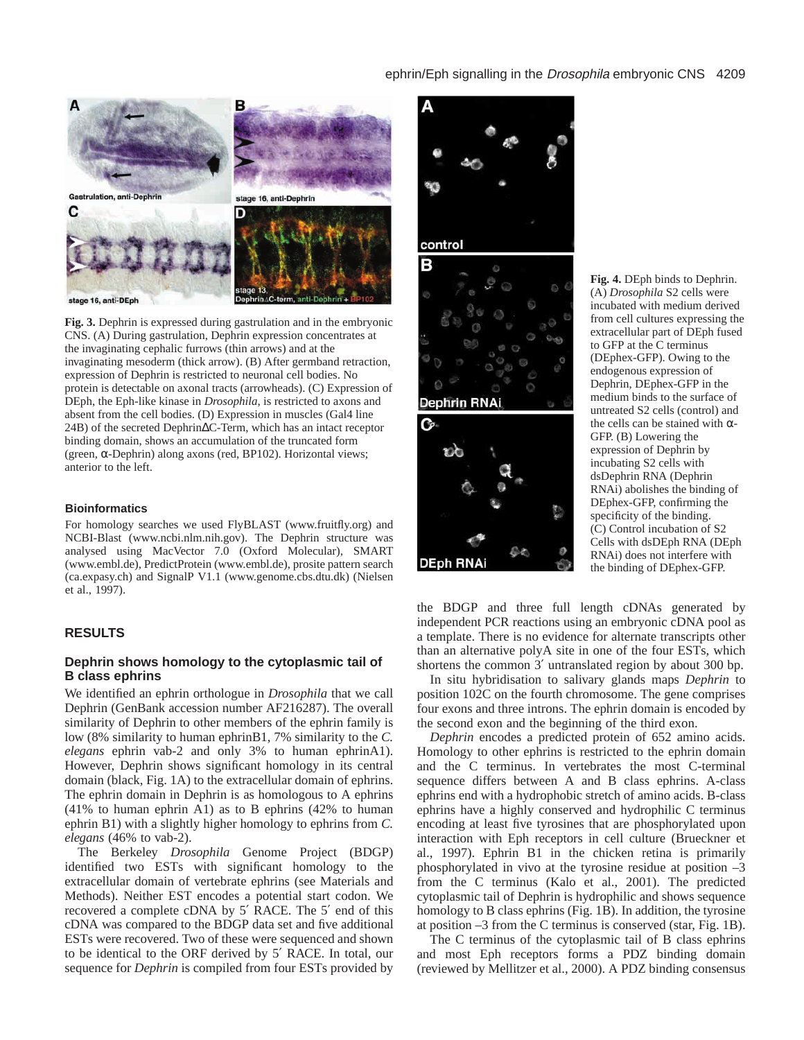**Fig. 3.** Dephrin is expressed during gastrulation and in the embryonic CNS. (A) During gastrulation, Dephrin expression concentrates at the invaginating cephalic furrows (thin arrows) and at the invaginating mesoderm (thick arrow). (B) After germband retraction, expression of Dephrin is restricted to neuronal cell bodies. No protein is detectable on axonal tracts (arrowheads). (C) Expression of DEph, the Eph-like kinase in *Drosophila,* is restricted to axons and absent from the cell bodies. (D) Expression in muscles (Gal4 line 24B) of the secreted DephrinΔC-Term, which has an intact receptor binding domain, shows an accumulation of the truncated form (green, α-Dephrin) along axons (red, BP102). Horizontal views; anterior to the left.

**Fig. 4.** DEph binds to Dephrin. (A) *Drosophila* S2 cells were incubated with medium derived from cell cultures expressing the extracellular part of DEph fused to GFP at the C terminus (DEphex-GFP). Owing to the endogenous expression of Dephrin, DEphex-GFP in the medium binds to the surface of untreated S2 cells (control) and the cells can be stained with α-GFP. (B) Lowering the expression of Dephrin by incubating S2 cells with dsDephrin RNA (Dephrin RNAi) abolishes the binding of DEphex-GFP, confirming the specificity of the binding. (C) Control incubation of S2 Cells with dsDEph RNA (DEph RNAi) does not interfere with the binding of DEphex-GFP.

### Bioinformatics

For homology searches we used FlyBLAST (www.fruitfly.org) and NCBI-Blast (www.ncbi.nlm.nih.gov). The Dephrin structure was analysed using MacVector 7.0 (Oxford Molecular), SMART (www.embl.de), PredictProtein (www.embl.de), prosite pattern search (ca.expasy.ch) and SignalP V1.1 (www.genome.cbs.dtu.dk) (Nielsen et al., 1997).

## RESULTS

### Dephrin shows homology to the cytoplasmic tail of B class ephrins

We identified an ephrin orthologue in *Drosophila* that we call Dephrin (GenBank accession number AF216287). The overall similarity of Dephrin to other members of the ephrin family is low (8% similarity to human ephrinB1, 7% similarity to the *C. elegans* ephrin vab-2 and only 3% to human ephrinA1). However, Dephrin shows significant homology in its central domain (black, Fig. 1A) to the extracellular domain of ephrins. The ephrin domain in Dephrin is as homologous to A ephrins (41% to human ephrin A1) as to B ephrins (42% to human ephrin B1) with a slightly higher homology to ephrins from *C. elegans* (46% to vab-2).

The Berkeley *Drosophila* Genome Project (BDGP) identified two ESTs with significant homology to the extracellular domain of vertebrate ephrins (see Materials and Methods). Neither EST encodes a potential start codon. We recovered a complete cDNA by 5′ RACE. The 5′ end of this cDNA was compared to the BDGP data set and five additional ESTs were recovered. Two of these were sequenced and shown to be identical to the ORF derived by 5′ RACE. In total, our sequence for *Dephrin* is compiled from four ESTs provided by the BDGP and three full length cDNAs generated by independent PCR reactions using an embryonic cDNA pool as a template. There is no evidence for alternate transcripts other than an alternative polyA site in one of the four ESTs, which shortens the common 3′ untranslated region by about 300 bp.

In situ hybridisation to salivary glands maps *Dephrin* to position 102C on the fourth chromosome. The gene comprises four exons and three introns. The ephrin domain is encoded by the second exon and the beginning of the third exon.

*Dephrin* encodes a predicted protein of 652 amino acids. Homology to other ephrins is restricted to the ephrin domain and the C terminus. In vertebrates the most C-terminal sequence differs between A and B class ephrins. A-class ephrins end with a hydrophobic stretch of amino acids. B-class ephrins have a highly conserved and hydrophilic C terminus encoding at least five tyrosines that are phosphorylated upon interaction with Eph receptors in cell culture (Brueckner et al., 1997). Ephrin B1 in the chicken retina is primarily phosphorylated in vivo at the tyrosine residue at position –3 from the C terminus (Kalo et al., 2001). The predicted cytoplasmic tail of Dephrin is hydrophilic and shows sequence homology to B class ephrins (Fig. 1B). In addition, the tyrosine at position –3 from the C terminus is conserved (star, Fig. 1B).

The C terminus of the cytoplasmic tail of B class ephrins and most Eph receptors forms a PDZ binding domain (reviewed by Mellitzer et al., 2000). A PDZ binding consensus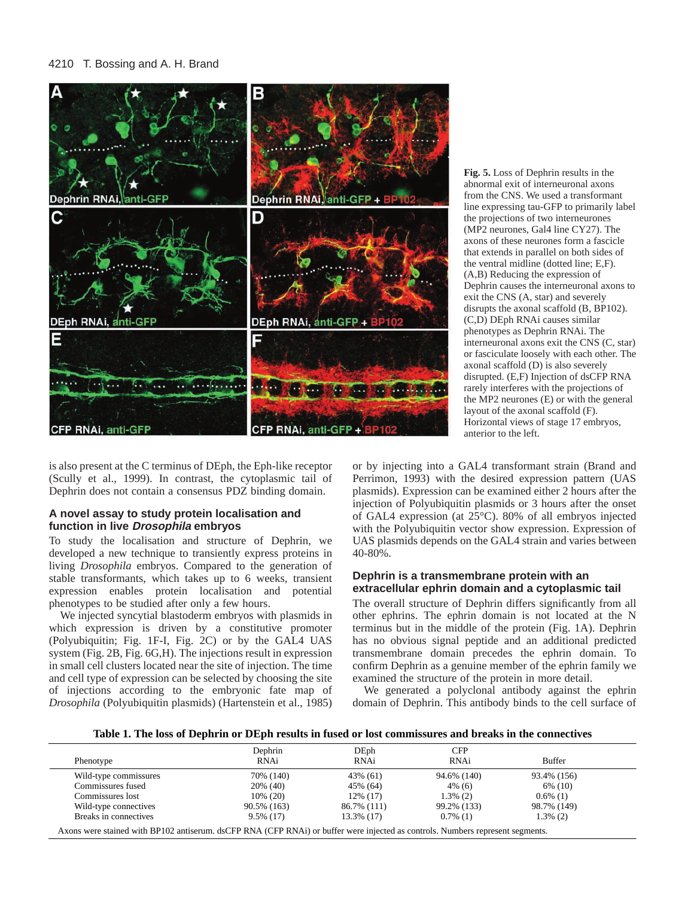Fig. 5. Loss of Dephrin results in the abnormal exit of interneuronal axons from the CNS. We used a transformant line expressing tau-GFP to primarily label the projections of two interneurones (MP2 neurones, Gal4 line CY27). The axons of these neurones form a fascicle that extends in parallel on both sides of the ventral midline (dotted line; E,F). (A,B) Reducing the expression of Dephrin causes the interneuronal axons to exit the CNS (A, star) and severely disrupts the axonal scaffold (B, BP102). (C,D) DEph RNAi causes similar phenotypes as Dephrin RNAi. The interneuronal axons exit the CNS (C, star) or fasciculate loosely with each other. The axonal scaffold (D) is also severely disrupted. (E,F) Injection of dsCFP RNA rarely interferes with the projections of the MP2 neurones (E) or with the general layout of the axonal scaffold (F). Horizontal views of stage 17 embryos, anterior to the left.

is also present at the C terminus of DEph, the Eph-like receptor (Scully et al., 1999). In contrast, the cytoplasmic tail of Dephrin does not contain a consensus PDZ binding domain.

### A novel assay to study protein localisation and function in live *Drosophila* embryos

To study the localisation and structure of Dephrin, we developed a new technique to transiently express proteins in living *Drosophila* embryos. Compared to the generation of stable transformants, which takes up to 6 weeks, transient expression enables protein localisation and potential phenotypes to be studied after only a few hours.

We injected syncytial blastoderm embryos with plasmids in which expression is driven by a constitutive promoter (Polyubiquitin; Fig. 1F-I, Fig. 2C) or by the GAL4 UAS system (Fig. 2B, Fig. 6G,H). The injections result in expression in small cell clusters located near the site of injection. The time and cell type of expression can be selected by choosing the site of injections according to the embryonic fate map of *Drosophila* (Polyubiquitin plasmids) (Hartenstein et al., 1985) or by injecting into a GAL4 transformant strain (Brand and Perrimon, 1993) with the desired expression pattern (UAS plasmids). Expression can be examined either 2 hours after the injection of Polyubiquitin plasmids or 3 hours after the onset of GAL4 expression (at 25°C). 80% of all embryos injected with the Polyubiquitin vector show expression. Expression of UAS plasmids depends on the GAL4 strain and varies between 40-80%.

### Dephrin is a transmembrane protein with an extracellular ephrin domain and a cytoplasmic tail

The overall structure of Dephrin differs significantly from all other ephrins. The ephrin domain is not located at the N terminus but in the middle of the protein (Fig. 1A). Dephrin has no obvious signal peptide and an additional predicted transmembrane domain precedes the ephrin domain. To confirm Dephrin as a genuine member of the ephrin family we examined the structure of the protein in more detail.

We generated a polyclonal antibody against the ephrin domain of Dephrin. This antibody binds to the cell surface of

**Table 1. The loss of Dephrin or DEph results in fused or lost commissures and breaks in the connectives**

| Phenotype | Dephrin RNAi | DEph RNAi | CFP RNAi | Buffer |
|---|---|---|---|---|
| Wild-type commissures | 70% (140) | 43% (61) | 94.6% (140) | 93.4% (156) |
| Commissures fused | 20% (40) | 45% (64) | 4% (6) | 6% (10) |
| Commissures lost | 10% (20) | 12% (17) | 1.3% (2) | 0.6% (1) |
| Wild-type connectives | 90.5% (163) | 86.7% (111) | 99.2% (133) | 98.7% (149) |
| Breaks in connectives | 9.5% (17) | 13.3% (17) | 0.7% (1) | 1.3% (2) |

Axons were stained with BP102 antiserum. dsCFP RNA (CFP RNAi) or buffer were injected as controls. Numbers represent segments.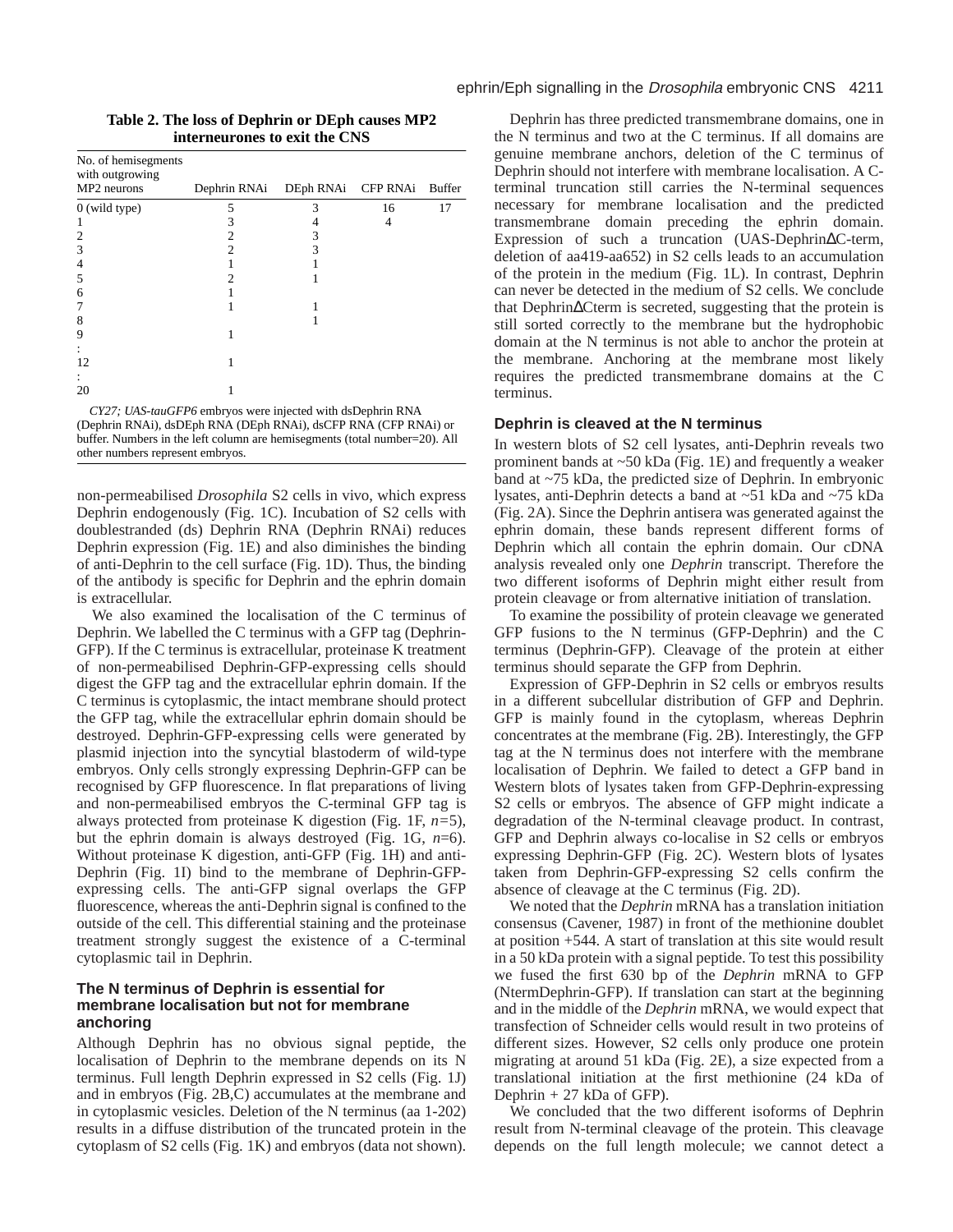**Table 2. The loss of Dephrin or DEph causes MP2 interneurones to exit the CNS**

| No. of hemisegments with outgrowing MP2 neurons | Dephrin RNAi | DEph RNAi | CFP RNAi | Buffer |
|---|---|---|---|---|
| 0 (wild type) | 5 | 3 | 16 | 17 |
| 1 | 3 | 4 | 4 | |
| 2 | 2 | 3 | | |
| 3 | 2 | 3 | | |
| 4 | 1 | 1 | | |
| 5 | 2 | 1 | | |
| 6 | 1 | | | |
| 7 | 1 | 1 | | |
| 8 | | 1 | | |
| 9 | 1 | | | |
| : | | | | |
| 12 | 1 | | | |
| : | | | | |
| 20 | 1 | | | |

*CY27; UAS-tauGFP6* embryos were injected with dsDephrin RNA (Dephrin RNAi), dsDEph RNA (DEph RNAi), dsCFP RNA (CFP RNAi) or buffer. Numbers in the left column are hemisegments (total number=20). All other numbers represent embryos.

non-permeabilised *Drosophila* S2 cells in vivo, which express Dephrin endogenously (Fig. 1C). Incubation of S2 cells with doublestranded (ds) Dephrin RNA (Dephrin RNAi) reduces Dephrin expression (Fig. 1E) and also diminishes the binding of anti-Dephrin to the cell surface (Fig. 1D). Thus, the binding of the antibody is specific for Dephrin and the ephrin domain is extracellular.

We also examined the localisation of the C terminus of Dephrin. We labelled the C terminus with a GFP tag (Dephrin-GFP). If the C terminus is extracellular, proteinase K treatment of non-permeabilised Dephrin-GFP-expressing cells should digest the GFP tag and the extracellular ephrin domain. If the C terminus is cytoplasmic, the intact membrane should protect the GFP tag, while the extracellular ephrin domain should be destroyed. Dephrin-GFP-expressing cells were generated by plasmid injection into the syncytial blastoderm of wild-type embryos. Only cells strongly expressing Dephrin-GFP can be recognised by GFP fluorescence. In flat preparations of living and non-permeabilised embryos the C-terminal GFP tag is always protected from proteinase K digestion (Fig. 1F, *n*=5), but the ephrin domain is always destroyed (Fig. 1G, *n*=6). Without proteinase K digestion, anti-GFP (Fig. 1H) and anti-Dephrin (Fig. 1I) bind to the membrane of Dephrin-GFP-expressing cells. The anti-GFP signal overlaps the GFP fluorescence, whereas the anti-Dephrin signal is confined to the outside of the cell. This differential staining and the proteinase treatment strongly suggest the existence of a C-terminal cytoplasmic tail in Dephrin.

### The N terminus of Dephrin is essential for membrane localisation but not for membrane anchoring

Although Dephrin has no obvious signal peptide, the localisation of Dephrin to the membrane depends on its N terminus. Full length Dephrin expressed in S2 cells (Fig. 1J) and in embryos (Fig. 2B,C) accumulates at the membrane and in cytoplasmic vesicles. Deletion of the N terminus (aa 1-202) results in a diffuse distribution of the truncated protein in the cytoplasm of S2 cells (Fig. 1K) and embryos (data not shown).

Dephrin has three predicted transmembrane domains, one in the N terminus and two at the C terminus. If all domains are genuine membrane anchors, deletion of the C terminus of Dephrin should not interfere with membrane localisation. A C-terminal truncation still carries the N-terminal sequences necessary for membrane localisation and the predicted transmembrane domain preceding the ephrin domain. Expression of such a truncation (UAS-DephrinΔC-term, deletion of aa419-aa652) in S2 cells leads to an accumulation of the protein in the medium (Fig. 1L). In contrast, Dephrin can never be detected in the medium of S2 cells. We conclude that DephrinΔCterm is secreted, suggesting that the protein is still sorted correctly to the membrane but the hydrophobic domain at the N terminus is not able to anchor the protein at the membrane. Anchoring at the membrane most likely requires the predicted transmembrane domains at the C terminus.

### Dephrin is cleaved at the N terminus

In western blots of S2 cell lysates, anti-Dephrin reveals two prominent bands at ~50 kDa (Fig. 1E) and frequently a weaker band at ~75 kDa, the predicted size of Dephrin. In embryonic lysates, anti-Dephrin detects a band at ~51 kDa and ~75 kDa (Fig. 2A). Since the Dephrin antisera was generated against the ephrin domain, these bands represent different forms of Dephrin which all contain the ephrin domain. Our cDNA analysis revealed only one *Dephrin* transcript. Therefore the two different isoforms of Dephrin might either result from protein cleavage or from alternative initiation of translation.

To examine the possibility of protein cleavage we generated GFP fusions to the N terminus (GFP-Dephrin) and the C terminus (Dephrin-GFP). Cleavage of the protein at either terminus should separate the GFP from Dephrin.

Expression of GFP-Dephrin in S2 cells or embryos results in a different subcellular distribution of GFP and Dephrin. GFP is mainly found in the cytoplasm, whereas Dephrin concentrates at the membrane (Fig. 2B). Interestingly, the GFP tag at the N terminus does not interfere with the membrane localisation of Dephrin. We failed to detect a GFP band in Western blots of lysates taken from GFP-Dephrin-expressing S2 cells or embryos. The absence of GFP might indicate a degradation of the N-terminal cleavage product. In contrast, GFP and Dephrin always co-localise in S2 cells or embryos expressing Dephrin-GFP (Fig. 2C). Western blots of lysates taken from Dephrin-GFP-expressing S2 cells confirm the absence of cleavage at the C terminus (Fig. 2D).

We noted that the *Dephrin* mRNA has a translation initiation consensus (Cavener, 1987) in front of the methionine doublet at position +544. A start of translation at this site would result in a 50 kDa protein with a signal peptide. To test this possibility we fused the first 630 bp of the *Dephrin* mRNA to GFP (NtermDephrin-GFP). If translation can start at the beginning and in the middle of the *Dephrin* mRNA, we would expect that transfection of Schneider cells would result in two proteins of different sizes. However, S2 cells only produce one protein migrating at around 51 kDa (Fig. 2E), a size expected from a translational initiation at the first methionine (24 kDa of Dephrin + 27 kDa of GFP).

We concluded that the two different isoforms of Dephrin result from N-terminal cleavage of the protein. This cleavage depends on the full length molecule; we cannot detect a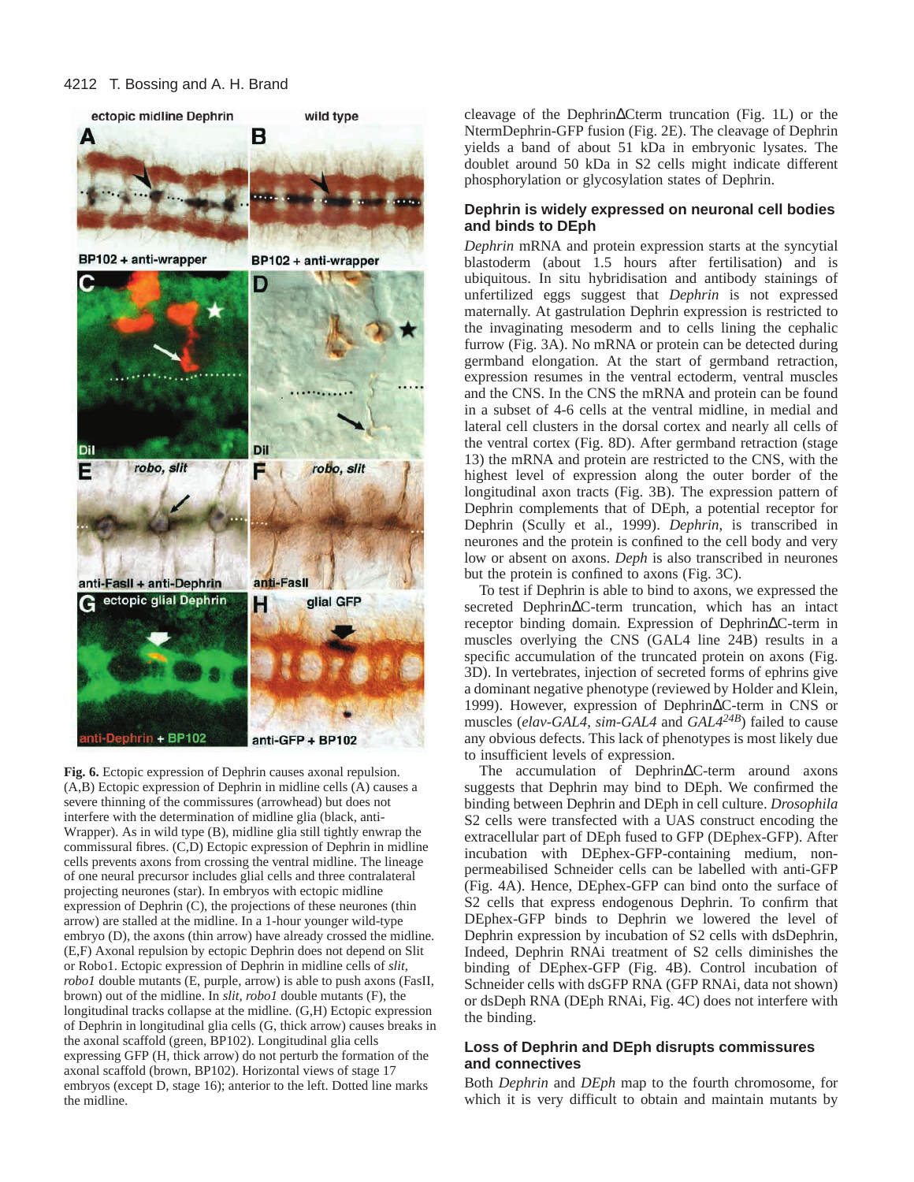**Fig. 6.** Ectopic expression of Dephrin causes axonal repulsion. (A,B) Ectopic expression of Dephrin in midline cells (A) causes a severe thinning of the commissures (arrowhead) but does not interfere with the determination of midline glia (black, anti-Wrapper). As in wild type (B), midline glia still tightly enwrap the commissural fibres. (C,D) Ectopic expression of Dephrin in midline cells prevents axons from crossing the ventral midline. The lineage of one neural precursor includes glial cells and three contralateral projecting neurones (star). In embryos with ectopic midline expression of Dephrin (C), the projections of these neurones (thin arrow) are stalled at the midline. In a 1-hour younger wild-type embryo (D), the axons (thin arrow) have already crossed the midline. (E,F) Axonal repulsion by ectopic Dephrin does not depend on Slit or Robo1. Ectopic expression of Dephrin in midline cells of *slit*, *robo1* double mutants (E, purple, arrow) is able to push axons (FasII, brown) out of the midline. In *slit, robo1* double mutants (F), the longitudinal tracks collapse at the midline. (G,H) Ectopic expression of Dephrin in longitudinal glia cells (G, thick arrow) causes breaks in the axonal scaffold (green, BP102). Longitudinal glial cells expressing GFP (H, thick arrow) do not perturb the formation of the axonal scaffold (brown, BP102). Horizontal views of stage 17 embryos (except D, stage 16); anterior to the left. Dotted line marks the midline.

cleavage of the DephrinΔCterm truncation (Fig. 1L) or the NtermDephrin-GFP fusion (Fig. 2E). The cleavage of Dephrin yields a band of about 51 kDa in embryonic lysates. The doublet around 50 kDa in S2 cells might indicate different phosphorylation or glycosylation states of Dephrin.

## Dephrin is widely expressed on neuronal cell bodies and binds to DEph

*Dephrin* mRNA and protein expression starts at the syncytial blastoderm (about 1.5 hours after fertilisation) and is ubiquitous. In situ hybridisation and antibody stainings of unfertilized eggs suggest that *Dephrin* is not expressed maternally. At gastrulation Dephrin expression is restricted to the invaginating mesoderm and to cells lining the cephalic furrow (Fig. 3A). No mRNA or protein can be detected during germband elongation. At the start of germband retraction, expression resumes in the ventral ectoderm, ventral muscles and the CNS. In the CNS the mRNA and protein can be found in a subset of 4-6 cells at the ventral midline, in medial and lateral cell clusters in the dorsal cortex and nearly all cells of the ventral cortex (Fig. 8D). After germband retraction (stage 13) the mRNA and protein are restricted to the CNS, with the highest level of expression along the outer border of the longitudinal axon tracts (Fig. 3B). The expression pattern of Dephrin complements that of DEph, a potential receptor for Dephrin (Scully et al., 1999). *Dephrin*, is transcribed in neurones and the protein is confined to the cell body and very low or absent on axons. *Deph* is also transcribed in neurones but the protein is confined to axons (Fig. 3C).

To test if Dephrin is able to bind to axons, we expressed the secreted DephrinΔC-term truncation, which has an intact receptor binding domain. Expression of DephrinΔC-term in muscles overlying the CNS (GAL4 line 24B) results in a specific accumulation of the truncated protein on axons (Fig. 3D). In vertebrates, injection of secreted forms of ephrins give a dominant negative phenotype (reviewed by Holder and Klein, 1999). However, expression of DephrinΔC-term in CNS or muscles (*elav-GAL4*, *sim-GAL4* and *GAL4*$^{24B}$) failed to cause any obvious defects. This lack of phenotypes is most likely due to insufficient levels of expression.

The accumulation of DephrinΔC-term around axons suggests that Dephrin may bind to DEph. We confirmed the binding between Dephrin and DEph in cell culture. *Drosophila* S2 cells were transfected with a UAS construct encoding the extracellular part of DEph fused to GFP (DEphex-GFP). After incubation with DEphex-GFP-containing medium, non-permeabilised Schneider cells can be labelled with anti-GFP (Fig. 4A). Hence, DEphex-GFP can bind onto the surface of S2 cells that express endogenous Dephrin. To confirm that DEphex-GFP binds to Dephrin we lowered the level of Dephrin expression by incubation of S2 cells with dsDephrin, Indeed, Dephrin RNAi treatment of S2 cells diminishes the binding of DEphex-GFP (Fig. 4B). Control incubation of Schneider cells with dsGFP RNA (GFP RNAi, data not shown) or dsDeph RNA (DEph RNAi, Fig. 4C) does not interfere with the binding.

## Loss of Dephrin and DEph disrupts commissures and connectives

Both *Dephrin* and *DEph* map to the fourth chromosome, for which it is very difficult to obtain and maintain mutants by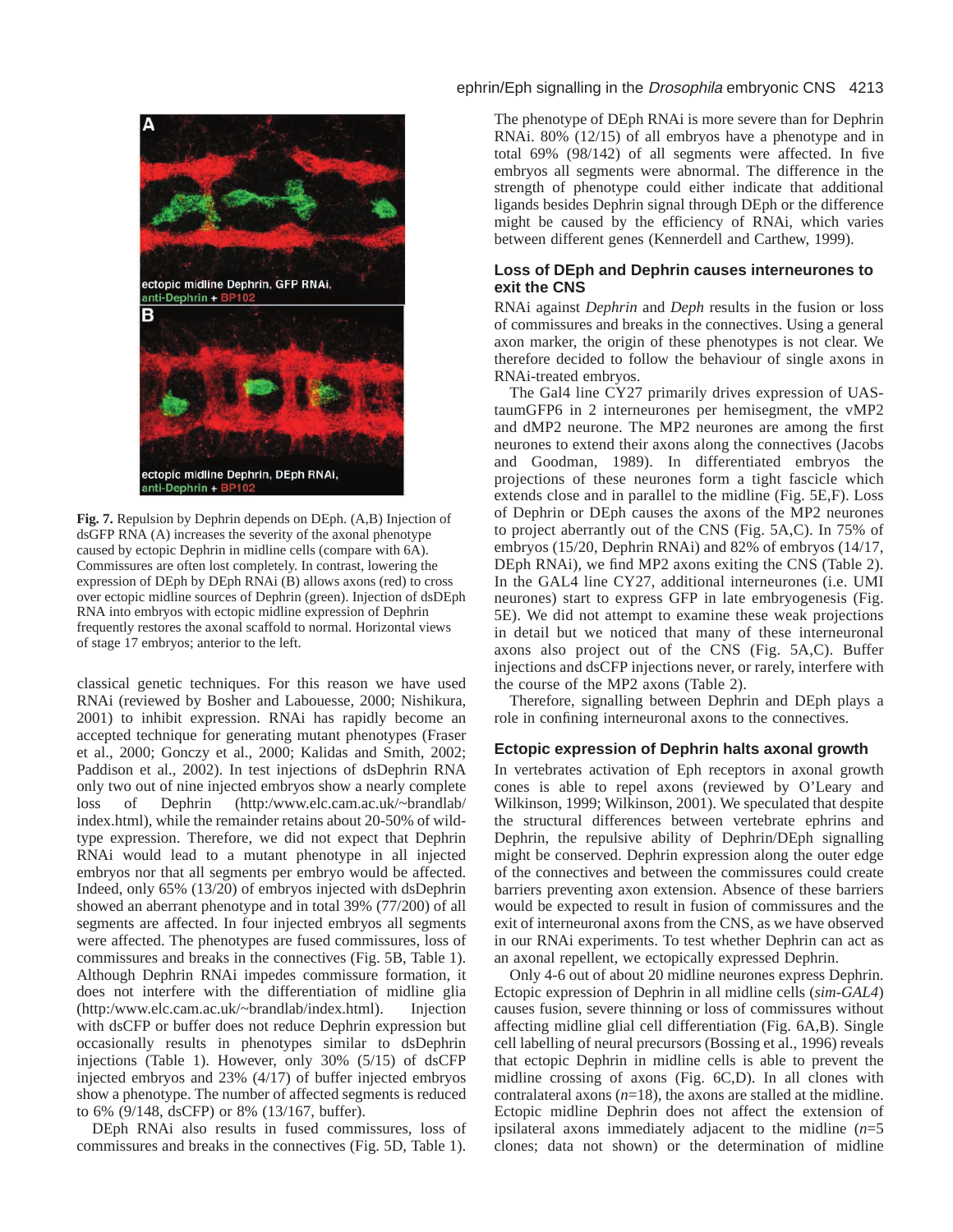**Fig. 7.** Repulsion by Dephrin depends on DEph. (A,B) Injection of dsGFP RNA (A) increases the severity of the axonal phenotype caused by ectopic Dephrin in midline cells (compare with 6A). Commissures are often lost completely. In contrast, lowering the expression of DEph by DEph RNAi (B) allows axons (red) to cross over ectopic midline sources of Dephrin (green). Injection of dsDEph RNA into embryos with ectopic midline expression of Dephrin frequently restores the axonal scaffold to normal. Horizontal views of stage 17 embryos; anterior to the left.

classical genetic techniques. For this reason we have used RNAi (reviewed by Bosher and Labouesse, 2000; Nishikura, 2001) to inhibit expression. RNAi has rapidly become an accepted technique for generating mutant phenotypes (Fraser et al., 2000; Gonczy et al., 2000; Kalidas and Smith, 2002; Paddison et al., 2002). In test injections of dsDephrin RNA only two out of nine injected embryos show a nearly complete loss of Dephrin (http:/www.elc.cam.ac.uk/~brandlab/index.html), while the remainder retains about 20-50% of wild-type expression. Therefore, we did not expect that Dephrin RNAi would lead to a mutant phenotype in all injected embryos nor that all segments per embryo would be affected. Indeed, only 65% (13/20) of embryos injected with dsDephrin showed an aberrant phenotype and in total 39% (77/200) of all segments are affected. In four injected embryos all segments were affected. The phenotypes are fused commissures, loss of commissures and breaks in the connectives (Fig. 5B, Table 1). Although Dephrin RNAi impedes commissure formation, it does not interfere with the differentiation of midline glia (http:/www.elc.cam.ac.uk/~brandlab/index.html). Injection with dsCFP or buffer does not reduce Dephrin expression but occasionally results in phenotypes similar to dsDephrin injections (Table 1). However, only 30% (5/15) of dsCFP injected embryos and 23% (4/17) of buffer injected embryos show a phenotype. The number of affected segments is reduced to 6% (9/148, dsCFP) or 8% (13/167, buffer).

DEph RNAi also results in fused commissures, loss of commissures and breaks in the connectives (Fig. 5D, Table 1). The phenotype of DEph RNAi is more severe than for Dephrin RNAi. 80% (12/15) of all embryos have a phenotype and in total 69% (98/142) of all segments were affected. In five embryos all segments were abnormal. The difference in the strength of phenotype could either indicate that additional ligands besides Dephrin signal through DEph or the difference might be caused by the efficiency of RNAi, which varies between different genes (Kennerdell and Carthew, 1999).

## Loss of DEph and Dephrin causes interneurones to exit the CNS

RNAi against *Dephrin* and *Deph* results in the fusion or loss of commissures and breaks in the connectives. Using a general axon marker, the origin of these phenotypes is not clear. We therefore decided to follow the behaviour of single axons in RNAi-treated embryos.

The Gal4 line CY27 primarily drives expression of UAS-taumGFP6 in 2 interneurones per hemisegment, the vMP2 and dMP2 neurone. The MP2 neurones are among the first neurones to extend their axons along the connectives (Jacobs and Goodman, 1989). In differentiated embryos the projections of these neurones form a tight fascicle which extends close and in parallel to the midline (Fig. 5E,F). Loss of Dephrin or DEph causes the axons of the MP2 neurones to project aberrantly out of the CNS (Fig. 5A,C). In 75% of embryos (15/20, Dephrin RNAi) and 82% of embryos (14/17, DEph RNAi), we find MP2 axons exiting the CNS (Table 2). In the GAL4 line CY27, additional interneurones (i.e. UMI neurones) start to express GFP in late embryogenesis (Fig. 5E). We did not attempt to examine these weak projections in detail but we noticed that many of these interneuronal axons also project out of the CNS (Fig. 5A,C). Buffer injections and dsCFP injections never, or rarely, interfere with the course of the MP2 axons (Table 2).

Therefore, signalling between Dephrin and DEph plays a role in confining interneuronal axons to the connectives.

## Ectopic expression of Dephrin halts axonal growth

In vertebrates activation of Eph receptors in axonal growth cones is able to repel axons (reviewed by O'Leary and Wilkinson, 1999; Wilkinson, 2001). We speculated that despite the structural differences between vertebrate ephrins and Dephrin, the repulsive ability of Dephrin/DEph signalling might be conserved. Dephrin expression along the outer edge of the connectives and between the commissures could create barriers preventing axon extension. Absence of these barriers would be expected to result in fusion of commissures and the exit of interneuronal axons from the CNS, as we have observed in our RNAi experiments. To test whether Dephrin can act as an axonal repellent, we ectopically expressed Dephrin.

Only 4-6 out of about 20 midline neurones express Dephrin. Ectopic expression of Dephrin in all midline cells (*sim-GAL4*) causes fusion, severe thinning or loss of commissures without affecting midline glial cell differentiation (Fig. 6A,B). Single cell labelling of neural precursors (Bossing et al., 1996) reveals that ectopic Dephrin in midline cells is able to prevent the midline crossing of axons (Fig. 6C,D). In all clones with contralateral axons ($n$=18), the axons are stalled at the midline. Ectopic midline Dephrin does not affect the extension of ipsilateral axons immediately adjacent to the midline ($n$=5 clones; data not shown) or the determination of midline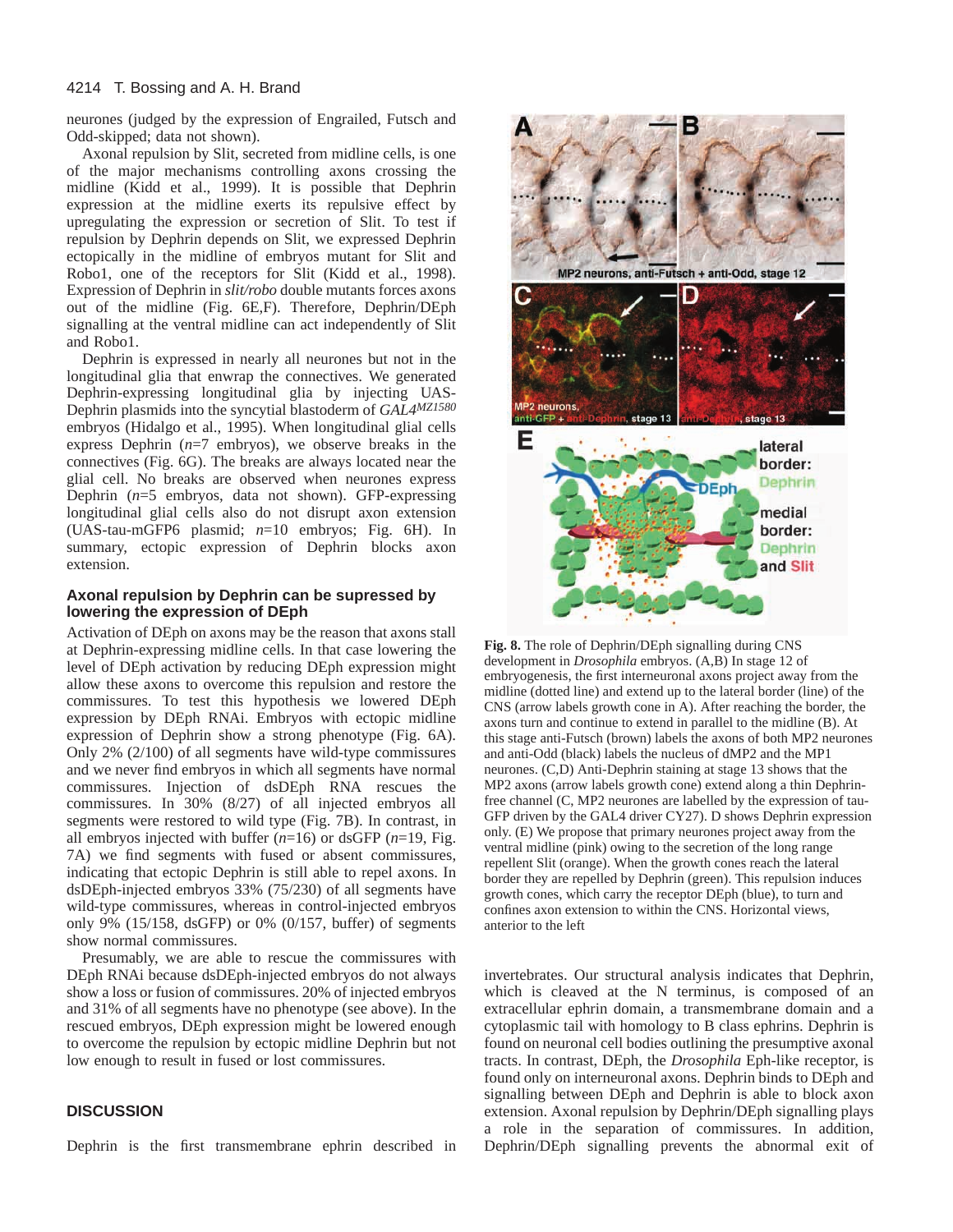neurones (judged by the expression of Engrailed, Futsch and Odd-skipped; data not shown).

Axonal repulsion by Slit, secreted from midline cells, is one of the major mechanisms controlling axons crossing the midline (Kidd et al., 1999). It is possible that Dephrin expression at the midline exerts its repulsive effect by upregulating the expression or secretion of Slit. To test if repulsion by Dephrin depends on Slit, we expressed Dephrin ectopically in the midline of embryos mutant for Slit and Robo1, one of the receptors for Slit (Kidd et al., 1998). Expression of Dephrin in *slit/robo* double mutants forces axons out of the midline (Fig. 6E,F). Therefore, Dephrin/DEph signalling at the ventral midline can act independently of Slit and Robo1.

Dephrin is expressed in nearly all neurones but not in the longitudinal glia that enwrap the connectives. We generated Dephrin-expressing longitudinal glia by injecting UAS-Dephrin plasmids into the syncytial blastoderm of *GAL4*$^{MZ1580}$ embryos (Hidalgo et al., 1995). When longitudinal glial cells express Dephrin ($n$=7 embryos), we observe breaks in the connectives (Fig. 6G). The breaks are always located near the glial cell. No breaks are observed when neurones express Dephrin ($n$=5 embryos, data not shown). GFP-expressing longitudinal glial cells also do not disrupt axon extension (UAS-tau-mGFP6 plasmid; $n$=10 embryos; Fig. 6H). In summary, ectopic expression of Dephrin blocks axon extension.

### Axonal repulsion by Dephrin can be supressed by lowering the expression of DEph

Activation of DEph on axons may be the reason that axons stall at Dephrin-expressing midline cells. In that case lowering the level of DEph activation by reducing DEph expression might allow these axons to overcome this repulsion and restore the commissures. To test this hypothesis we lowered DEph expression by DEph RNAi. Embryos with ectopic midline expression of Dephrin show a strong phenotype (Fig. 6A). Only 2% (2/100) of all segments have wild-type commissures and we never find embryos in which all segments have normal commissures. Injection of dsDEph RNA rescues the commissures. In 30% (8/27) of all injected embryos all segments were restored to wild type (Fig. 7B). In contrast, in all embryos injected with buffer ($n$=16) or dsGFP ($n$=19, Fig. 7A) we find segments with fused or absent commissures, indicating that ectopic Dephrin is still able to repel axons. In dsDEph-injected embryos 33% (75/230) of all segments have wild-type commissures, whereas in control-injected embryos only 9% (15/158, dsGFP) or 0% (0/157, buffer) of segments show normal commissures.

Presumably, we are able to rescue the commissures with DEph RNAi because dsDEph-injected embryos do not always show a loss or fusion of commissures. 20% of injected embryos and 31% of all segments have no phenotype (see above). In the rescued embryos, DEph expression might be lowered enough to overcome the repulsion by ectopic midline Dephrin but not low enough to result in fused or lost commissures.

**Fig. 8.** The role of Dephrin/DEph signalling during CNS development in *Drosophila* embryos. (A,B) In stage 12 of embryogenesis, the first interneuronal axons project away from the midline (dotted line) and extend up to the lateral border (line) of the CNS (arrow labels growth cone in A). After reaching the border, the axons turn and continue to extend in parallel to the midline (B). At this stage anti-Futsch (brown) labels the axons of both MP2 neurones and anti-Odd (black) labels the nucleus of dMP2 and the MP1 neurones. (C,D) Anti-Dephrin staining at stage 13 shows that the MP2 axons (arrow labels growth cone) extend along a thin Dephrin-free channel (C, MP2 neurones are labelled by the expression of tau-GFP driven by the GAL4 driver CY27). D shows Dephrin expression only. (E) We propose that primary neurones project away from the ventral midline (pink) owing to the secretion of the long range repellent Slit (orange). When the growth cones reach the lateral border they are repelled by Dephrin (green). This repulsion induces growth cones, which carry the receptor DEph (blue), to turn and confines axon extension to within the CNS. Horizontal views, anterior to the left

## DISCUSSION

Dephrin is the first transmembrane ephrin described in invertebrates. Our structural analysis indicates that Dephrin, which is cleaved at the N terminus, is composed of an extracellular ephrin domain, a transmembrane domain and a cytoplasmic tail with homology to B class ephrins. Dephrin is found on neuronal cell bodies outlining the presumptive axonal tracts. In contrast, DEph, the *Drosophila* Eph-like receptor, is found only on interneuronal axons. Dephrin binds to DEph and signalling between DEph and Dephrin is able to block axon extension. Axonal repulsion by Dephrin/DEph signalling plays a role in the separation of commissures. In addition, Dephrin/DEph signalling prevents the abnormal exit of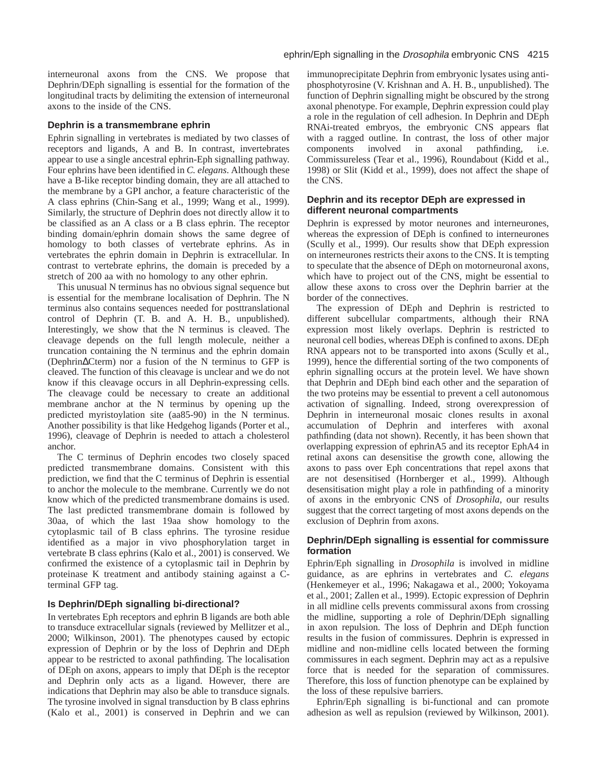interneuronal axons from the CNS. We propose that Dephrin/DEph signalling is essential for the formation of the longitudinal tracts by delimiting the extension of interneuronal axons to the inside of the CNS.

### Dephrin is a transmembrane ephrin

Ephrin signalling in vertebrates is mediated by two classes of receptors and ligands, A and B. In contrast, invertebrates appear to use a single ancestral ephrin-Eph signalling pathway. Four ephrins have been identified in *C. elegans*. Although these have a B-like receptor binding domain, they are all attached to the membrane by a GPI anchor, a feature characteristic of the A class ephrins (Chin-Sang et al., 1999; Wang et al., 1999). Similarly, the structure of Dephrin does not directly allow it to be classified as an A class or a B class ephrin. The receptor binding domain/ephrin domain shows the same degree of homology to both classes of vertebrate ephrins. As in vertebrates the ephrin domain in Dephrin is extracellular. In contrast to vertebrate ephrins, the domain is preceded by a stretch of 200 aa with no homology to any other ephrin.

This unusual N terminus has no obvious signal sequence but is essential for the membrane localisation of Dephrin. The N terminus also contains sequences needed for posttranslational control of Dephrin (T. B. and A. H. B., unpublished). Interestingly, we show that the N terminus is cleaved. The cleavage depends on the full length molecule, neither a truncation containing the N terminus and the ephrin domain (DephrinΔCterm) nor a fusion of the N terminus to GFP is cleaved. The function of this cleavage is unclear and we do not know if this cleavage occurs in all Dephrin-expressing cells. The cleavage could be necessary to create an additional membrane anchor at the N terminus by opening up the predicted myristoylation site (aa85-90) in the N terminus. Another possibility is that like Hedgehog ligands (Porter et al., 1996), cleavage of Dephrin is needed to attach a cholesterol anchor.

The C terminus of Dephrin encodes two closely spaced predicted transmembrane domains. Consistent with this prediction, we find that the C terminus of Dephrin is essential to anchor the molecule to the membrane. Currently we do not know which of the predicted transmembrane domains is used. The last predicted transmembrane domain is followed by 30aa, of which the last 19aa show homology to the cytoplasmic tail of B class ephrins. The tyrosine residue identified as a major in vivo phosphorylation target in vertebrate B class ephrins (Kalo et al., 2001) is conserved. We confirmed the existence of a cytoplasmic tail in Dephrin by proteinase K treatment and antibody staining against a C-terminal GFP tag.

### Is Dephrin/DEph signalling bi-directional?

In vertebrates Eph receptors and ephrin B ligands are both able to transduce extracellular signals (reviewed by Mellitzer et al., 2000; Wilkinson, 2001). The phenotypes caused by ectopic expression of Dephrin or by the loss of Dephrin and DEph appear to be restricted to axonal pathfinding. The localisation of DEph on axons, appears to imply that DEph is the receptor and Dephrin only acts as a ligand. However, there are indications that Dephrin may also be able to transduce signals. The tyrosine involved in signal transduction by B class ephrins (Kalo et al., 2001) is conserved in Dephrin and we can immunoprecipitate Dephrin from embryonic lysates using anti-phosphotyrosine (V. Krishnan and A. H. B., unpublished). The function of Dephrin signalling might be obscured by the strong axonal phenotype. For example, Dephrin expression could play a role in the regulation of cell adhesion. In Dephrin and DEph RNAi-treated embryos, the embryonic CNS appears flat with a ragged outline. In contrast, the loss of other major components involved in axonal pathfinding, i.e. Commissureless (Tear et al., 1996), Roundabout (Kidd et al., 1998) or Slit (Kidd et al., 1999), does not affect the shape of the CNS.

### Dephrin and its receptor DEph are expressed in different neuronal compartments

Dephrin is expressed by motor neurones and interneurones, whereas the expression of DEph is confined to interneurones (Scully et al., 1999). Our results show that DEph expression on interneurones restricts their axons to the CNS. It is tempting to speculate that the absence of DEph on motorneuronal axons, which have to project out of the CNS, might be essential to allow these axons to cross over the Dephrin barrier at the border of the connectives.

The expression of DEph and Dephrin is restricted to different subcellular compartments, although their RNA expression most likely overlaps. Dephrin is restricted to neuronal cell bodies, whereas DEph is confined to axons. DEph RNA appears not to be transported into axons (Scully et al., 1999), hence the differential sorting of the two components of ephrin signalling occurs at the protein level. We have shown that Dephrin and DEph bind each other and the separation of the two proteins may be essential to prevent a cell autonomous activation of signalling. Indeed, strong overexpression of Dephrin in interneuronal mosaic clones results in axonal accumulation of Dephrin and interferes with axonal pathfinding (data not shown). Recently, it has been shown that overlapping expression of ephrinA5 and its receptor EphA4 in retinal axons can desensitise the growth cone, allowing the axons to pass over Eph concentrations that repel axons that are not desensitised (Hornberger et al., 1999). Although desensitisation might play a role in pathfinding of a minority of axons in the embryonic CNS of *Drosophila*, our results suggest that the correct targeting of most axons depends on the exclusion of Dephrin from axons.

### Dephrin/DEph signalling is essential for commissure formation

Ephrin/Eph signalling in *Drosophila* is involved in midline guidance, as are ephrins in vertebrates and *C. elegans* (Henkemeyer et al., 1996; Nakagawa et al., 2000; Yokoyama et al., 2001; Zallen et al., 1999). Ectopic expression of Dephrin in all midline cells prevents commissural axons from crossing the midline, supporting a role of Dephrin/DEph signalling in axon repulsion. The loss of Dephrin and DEph function results in the fusion of commissures. Dephrin is expressed in midline and non-midline cells located between the forming commissures in each segment. Dephrin may act as a repulsive force that is needed for the separation of commissures. Therefore, this loss of function phenotype can be explained by the loss of these repulsive barriers.

Ephrin/Eph signalling is bi-functional and can promote adhesion as well as repulsion (reviewed by Wilkinson, 2001).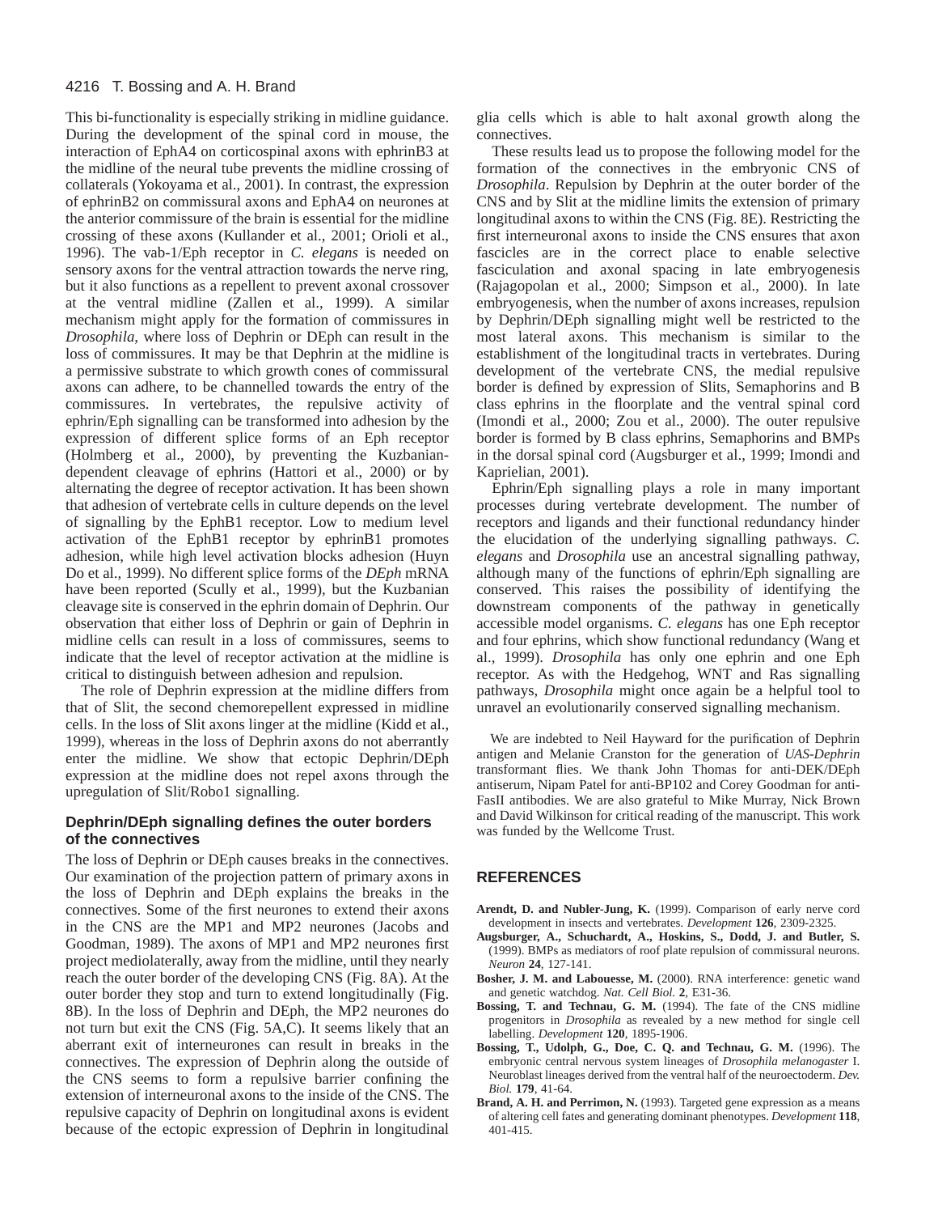This bi-functionality is especially striking in midline guidance. During the development of the spinal cord in mouse, the interaction of EphA4 on corticospinal axons with ephrinB3 at the midline of the neural tube prevents the midline crossing of collaterals (Yokoyama et al., 2001). In contrast, the expression of ephrinB2 on commissural axons and EphA4 on neurones at the anterior commissure of the brain is essential for the midline crossing of these axons (Kullander et al., 2001; Orioli et al., 1996). The vab-1/Eph receptor in *C. elegans* is needed on sensory axons for the ventral attraction towards the nerve ring, but it also functions as a repellent to prevent axonal crossover at the ventral midline (Zallen et al., 1999). A similar mechanism might apply for the formation of commissures in *Drosophila*, where loss of Dephrin or DEph can result in the loss of commissures. It may be that Dephrin at the midline is a permissive substrate to which growth cones of commissural axons can adhere, to be channelled towards the entry of the commissures. In vertebrates, the repulsive activity of ephrin/Eph signalling can be transformed into adhesion by the expression of different splice forms of an Eph receptor (Holmberg et al., 2000), by preventing the Kuzbanian-dependent cleavage of ephrins (Hattori et al., 2000) or by alternating the degree of receptor activation. It has been shown that adhesion of vertebrate cells in culture depends on the level of signalling by the EphB1 receptor. Low to medium level activation of the EphB1 receptor by ephrinB1 promotes adhesion, while high level activation blocks adhesion (Huyn Do et al., 1999). No different splice forms of the *DEph* mRNA have been reported (Scully et al., 1999), but the Kuzbanian cleavage site is conserved in the ephrin domain of Dephrin. Our observation that either loss of Dephrin or gain of Dephrin in midline cells can result in a loss of commissures, seems to indicate that the level of receptor activation at the midline is critical to distinguish between adhesion and repulsion.

The role of Dephrin expression at the midline differs from that of Slit, the second chemorepellent expressed in midline cells. In the loss of Slit axons linger at the midline (Kidd et al., 1999), whereas in the loss of Dephrin axons do not aberrantly enter the midline. We show that ectopic Dephrin/DEph expression at the midline does not repel axons through the upregulation of Slit/Robo1 signalling.

### Dephrin/DEph signalling defines the outer borders of the connectives

The loss of Dephrin or DEph causes breaks in the connectives. Our examination of the projection pattern of primary axons in the loss of Dephrin and DEph explains the breaks in the connectives. Some of the first neurones to extend their axons in the CNS are the MP1 and MP2 neurones (Jacobs and Goodman, 1989). The axons of MP1 and MP2 neurones first project mediolaterally, away from the midline, until they nearly reach the outer border of the developing CNS (Fig. 8A). At the outer border they stop and turn to extend longitudinally (Fig. 8B). In the loss of Dephrin and DEph, the MP2 neurones do not turn but exit the CNS (Fig. 5A,C). It seems likely that an aberrant exit of interneurones can result in breaks in the connectives. The expression of Dephrin along the outside of the CNS seems to form a repulsive barrier confining the extension of interneuronal axons to the inside of the CNS. The repulsive capacity of Dephrin on longitudinal axons is evident because of the ectopic expression of Dephrin in longitudinal glia cells which is able to halt axonal growth along the connectives.

These results lead us to propose the following model for the formation of the connectives in the embryonic CNS of *Drosophila*. Repulsion by Dephrin at the outer border of the CNS and by Slit at the midline limits the extension of primary longitudinal axons to within the CNS (Fig. 8E). Restricting the first interneuronal axons to inside the CNS ensures that axon fascicles are in the correct place to enable selective fasciculation and axonal spacing in late embryogenesis (Rajagopolan et al., 2000; Simpson et al., 2000). In late embryogenesis, when the number of axons increases, repulsion by Dephrin/DEph signalling might well be restricted to the most lateral axons. This mechanism is similar to the establishment of the longitudinal tracts in vertebrates. During development of the vertebrate CNS, the medial repulsive border is defined by expression of Slits, Semaphorins and B class ephrins in the floorplate and the ventral spinal cord (Imondi et al., 2000; Zou et al., 2000). The outer repulsive border is formed by B class ephrins, Semaphorins and BMPs in the dorsal spinal cord (Augsburger et al., 1999; Imondi and Kaprielian, 2001).

Ephrin/Eph signalling plays a role in many important processes during vertebrate development. The number of receptors and ligands and their functional redundancy hinder the elucidation of the underlying signalling pathways. *C. elegans* and *Drosophila* use an ancestral signalling pathway, although many of the functions of ephrin/Eph signalling are conserved. This raises the possibility of identifying the downstream components of the pathway in genetically accessible model organisms. *C. elegans* has one Eph receptor and four ephrins, which show functional redundancy (Wang et al., 1999). *Drosophila* has only one ephrin and one Eph receptor. As with the Hedgehog, WNT and Ras signalling pathways, *Drosophila* might once again be a helpful tool to unravel an evolutionarily conserved signalling mechanism.

We are indebted to Neil Hayward for the purification of Dephrin antigen and Melanie Cranston for the generation of *UAS-Dephrin* transformant flies. We thank John Thomas for anti-DEK/DEph antiserum, Nipam Patel for anti-BP102 and Corey Goodman for anti-FasII antibodies. We are also grateful to Mike Murray, Nick Brown and David Wilkinson for critical reading of the manuscript. This work was funded by the Wellcome Trust.

## REFERENCES

**Arendt, D. and Nubler-Jung, K.** (1999). Comparison of early nerve cord development in insects and vertebrates. *Development* **126**, 2309-2325.

**Augsburger, A., Schuchardt, A., Hoskins, S., Dodd, J. and Butler, S.** (1999). BMPs as mediators of roof plate repulsion of commissural neurons. *Neuron* **24**, 127-141.

**Bosher, J. M. and Labouesse, M.** (2000). RNA interference: genetic wand and genetic watchdog. *Nat. Cell Biol.* **2**, E31-36.

**Bossing, T. and Technau, G. M.** (1994). The fate of the CNS midline progenitors in *Drosophila* as revealed by a new method for single cell labelling. *Development* **120**, 1895-1906.

**Bossing, T., Udolph, G., Doe, C. Q. and Technau, G. M.** (1996). The embryonic central nervous system lineages of *Drosophila melanogaster* I. Neuroblast lineages derived from the ventral half of the neuroectoderm. *Dev. Biol.* **179**, 41-64.

**Brand, A. H. and Perrimon, N.** (1993). Targeted gene expression as a means of altering cell fates and generating dominant phenotypes. *Development* **118**, 401-415.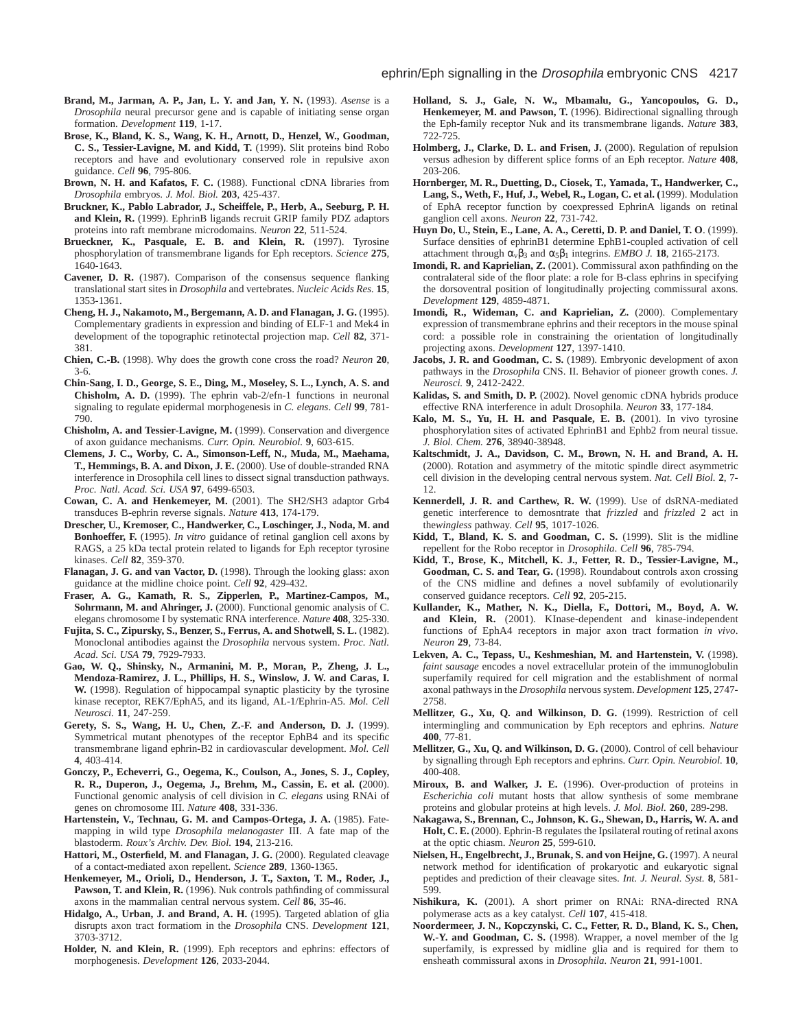**Brand, M., Jarman, A. P., Jan, L. Y. and Jan, Y. N.** (1993). *Asense* is a *Drosophila* neural precursor gene and is capable of initiating sense organ formation. *Development* **119**, 1-17.

**Brose, K., Bland, K. S., Wang, K. H., Arnott, D., Henzel, W., Goodman, C. S., Tessier-Lavigne, M. and Kidd, T.** (1999). Slit proteins bind Robo receptors and have and evolutionary conserved role in repulsive axon guidance. *Cell* **96**, 795-806.

**Brown, N. H. and Kafatos, F. C.** (1988). Functional cDNA libraries from *Drosophila* embryos. *J. Mol. Biol.* **203**, 425-437.

**Bruckner, K., Pablo Labrador, J., Scheiffele, P., Herb, A., Seeburg, P. H. and Klein, R.** (1999). EphrinB ligands recruit GRIP family PDZ adaptors proteins into raft membrane microdomains. *Neuron* **22**, 511-524.

**Brueckner, K., Pasquale, E. B. and Klein, R.** (1997). Tyrosine phosphorylation of transmembrane ligands for Eph receptors. *Science* **275**, 1640-1643.

**Cavener, D. R.** (1987). Comparison of the consensus sequence flanking translational start sites in *Drosophila* and vertebrates. *Nucleic Acids Res.* **15**, 1353-1361.

**Cheng, H. J., Nakamoto, M., Bergemann, A. D. and Flanagan, J. G.** (1995). Complementary gradients in expression and binding of ELF-1 and Mek4 in development of the topographic retinotectal projection map. *Cell* **82**, 371-381.

**Chien, C.-B.** (1998). Why does the growth cone cross the road? *Neuron* **20**, 3-6.

**Chin-Sang, I. D., George, S. E., Ding, M., Moseley, S. L., Lynch, A. S. and Chisholm, A. D.** (1999). The ephrin vab-2/efn-1 functions in neuronal signaling to regulate epidermal morphogenesis in *C. elegans*. *Cell* **99**, 781-790.

**Chisholm, A. and Tessier-Lavigne, M.** (1999). Conservation and divergence of axon guidance mechanisms. *Curr. Opin. Neurobiol.* **9**, 603-615.

**Clemens, J. C., Worby, C. A., Simonson-Leff, N., Muda, M., Maehama, T., Hemmings, B. A. and Dixon, J. E.** (2000). Use of double-stranded RNA interference in Drosophila cell lines to dissect signal transduction pathways. *Proc. Natl. Acad. Sci. USA* **97**, 6499-6503.

**Cowan, C. A. and Henkemeyer, M.** (2001). The SH2/SH3 adaptor Grb4 transduces B-ephrin reverse signals. *Nature* **413**, 174-179.

**Drescher, U., Kremoser, C., Handwerker, C., Loschinger, J., Noda, M. and Bonhoeffer, F.** (1995). *In vitro* guidance of retinal ganglion cell axons by RAGS, a 25 kDa tectal protein related to ligands for Eph receptor tyrosine kinases. *Cell* **82**, 359-370.

**Flanagan, J. G. and van Vactor, D.** (1998). Through the looking glass: axon guidance at the midline choice point. *Cell* **92**, 429-432.

**Fraser, A. G., Kamath, R. S., Zipperlen, P., Martinez-Campos, M., Sohrmann, M. and Ahringer, J.** (2000). Functional genomic analysis of C. elegans chromosome I by systematic RNA interference. *Nature* **408**, 325-330.

**Fujita, S. C., Zipursky, S., Benzer, S., Ferrus, A. and Shotwell, S. L.** (1982). Monoclonal antibodies against the *Drosophila* nervous system. *Proc. Natl. Acad. Sci. USA* **79**, 7929-7933.

**Gao, W. Q., Shinsky, N., Armanini, M. P., Moran, P., Zheng, J. L., Mendoza-Ramirez, J. L., Phillips, H. S., Winslow, J. W. and Caras, I. W.** (1998). Regulation of hippocampal synaptic plasticity by the tyrosine kinase receptor, REK7/EphA5, and its ligand, AL-1/Ephrin-A5. *Mol. Cell Neurosci.* **11**, 247-259.

**Gerety, S. S., Wang, H. U., Chen, Z.-F. and Anderson, D. J.** (1999). Symmetrical mutant phenotypes of the receptor EphB4 and its specific transmembrane ligand ephrin-B2 in cardiovascular development. *Mol. Cell* **4**, 403-414.

**Gonczy, P., Echeverri, G., Oegema, K., Coulson, A., Jones, S. J., Copley, R. R., Duperon, J., Oegema, J., Brehm, M., Cassin, E. et al. (**2000). Functional genomic analysis of cell division in *C. elegans* using RNAi of genes on chromosome III. *Nature* **408**, 331-336.

**Hartenstein, V., Technau, G. M. and Campos-Ortega, J. A.** (1985). Fate-mapping in wild type *Drosophila melanogaster* III. A fate map of the blastoderm. *Roux's Archiv. Dev. Biol.* **194**, 213-216.

**Hattori, M., Osterfield, M. and Flanagan, J. G.** (2000). Regulated cleavage of a contact-mediated axon repellent. *Science* **289**, 1360-1365.

**Henkemeyer, M., Orioli, D., Henderson, J. T., Saxton, T. M., Roder, J., Pawson, T. and Klein, R.** (1996). Nuk controls pathfinding of commissural axons in the mammalian central nervous system. *Cell* **86**, 35-46.

**Hidalgo, A., Urban, J. and Brand, A. H.** (1995). Targeted ablation of glia disrupts axon tract formatiom in the *Drosophila* CNS. *Development* **121**, 3703-3712.

**Holder, N. and Klein, R.** (1999). Eph receptors and ephrins: effectors of morphogenesis. *Development* **126**, 2033-2044.

**Holland, S. J., Gale, N. W., Mbamalu, G., Yancopoulos, G. D., Henkemeyer, M. and Pawson, T.** (1996). Bidirectional signalling through the Eph-family receptor Nuk and its transmembrane ligands. *Nature* **383**, 722-725.

**Holmberg, J., Clarke, D. L. and Frisen, J.** (2000). Regulation of repulsion versus adhesion by different splice forms of an Eph receptor. *Nature* **408**, 203-206.

**Hornberger, M. R., Duetting, D., Ciosek, T., Yamada, T., Handwerker, C., Lang, S., Weth, F., Huf, J., Webel, R., Logan, C. et al. (**1999). Modulation of EphA receptor function by coexpressed EphrinA ligands on retinal ganglion cell axons. *Neuron* **22**, 731-742.

**Huyn Do, U., Stein, E., Lane, A. A., Ceretti, D. P. and Daniel, T. O**. (1999). Surface densities of ephrinB1 determine EphB1-coupled activation of cell attachment through $\alpha_v\beta_3$ and $\alpha_5\beta_1$ integrins. *EMBO J.* **18**, 2165-2173.

**Imondi, R. and Kaprielian, Z.** (2001). Commissural axon pathfinding on the contralateral side of the floor plate: a role for B-class ephrins in specifying the dorsoventral position of longitudinally projecting commissural axons. *Development* **129**, 4859-4871.

**Imondi, R., Wideman, C. and Kaprielian, Z.** (2000). Complementary expression of transmembrane ephrins and their receptors in the mouse spinal cord: a possible role in constraining the orientation of longitudinally projecting axons. *Development* **127**, 1397-1410.

**Jacobs, J. R. and Goodman, C. S.** (1989). Embryonic development of axon pathways in the *Drosophila* CNS. II. Behavior of pioneer growth cones. *J. Neurosci.* **9**, 2412-2422.

**Kalidas, S. and Smith, D. P.** (2002). Novel genomic cDNA hybrids produce effective RNA interference in adult Drosophila. *Neuron* **33**, 177-184.

**Kalo, M. S., Yu, H. H. and Pasquale, E. B.** (2001). In vivo tyrosine phosphorylation sites of activated EphrinB1 and Ephb2 from neural tissue. *J. Biol. Chem.* **276**, 38940-38948.

**Kaltschmidt, J. A., Davidson, C. M., Brown, N. H. and Brand, A. H.** (2000). Rotation and asymmetry of the mitotic spindle direct asymmetric cell division in the developing central nervous system. *Nat. Cell Biol.* **2**, 7-12.

**Kennerdell, J. R. and Carthew, R. W.** (1999). Use of dsRNA-mediated genetic interference to demosntrate that *frizzled* and *frizzled* 2 act in the*wingless* pathway. *Cell* **95**, 1017-1026.

**Kidd, T., Bland, K. S. and Goodman, C. S.** (1999). Slit is the midline repellent for the Robo receptor in *Drosophila*. *Cell* **96**, 785-794.

**Kidd, T., Brose, K., Mitchell, K. J., Fetter, R. D., Tessier-Lavigne, M., Goodman, C. S. and Tear, G.** (1998). Roundabout controls axon crossing of the CNS midline and defines a novel subfamily of evolutionarily conserved guidance receptors. *Cell* **92**, 205-215.

**Kullander, K., Mather, N. K., Diella, F., Dottori, M., Boyd, A. W. and Klein, R.** (2001). KInase-dependent and kinase-independent functions of EphA4 receptors in major axon tract formation *in vivo*. *Neuron* **29**, 73-84.

**Lekven, A. C., Tepass, U., Keshmeshian, M. and Hartenstein, V.** (1998). *faint sausage* encodes a novel extracellular protein of the immunoglobulin superfamily required for cell migration and the establishment of normal axonal pathways in the *Drosophila* nervous system. *Development* **125**, 2747-2758.

**Mellitzer, G., Xu, Q. and Wilkinson, D. G.** (1999). Restriction of cell intermingling and communication by Eph receptors and ephrins. *Nature* **400**, 77-81.

**Mellitzer, G., Xu, Q. and Wilkinson, D. G.** (2000). Control of cell behaviour by signalling through Eph receptors and ephrins. *Curr. Opin. Neurobiol.* **10**, 400-408.

**Miroux, B. and Walker, J. E.** (1996). Over-production of proteins in *Escherichia coli* mutant hosts that allow synthesis of some membrane proteins and globular proteins at high levels. *J. Mol. Biol.* **260**, 289-298.

**Nakagawa, S., Brennan, C., Johnson, K. G., Shewan, D., Harris, W. A. and Holt, C. E.** (2000). Ephrin-B regulates the Ipsilateral routing of retinal axons at the optic chiasm. *Neuron* **25**, 599-610.

**Nielsen, H., Engelbrecht, J., Brunak, S. and von Heijne, G.** (1997). A neural network method for identification of prokaryotic and eukaryotic signal peptides and prediction of their cleavage sites. *Int. J. Neural. Syst.* **8**, 581-599.

**Nishikura, K.** (2001). A short primer on RNAi: RNA-directed RNA polymerase acts as a key catalyst. *Cell* **107**, 415-418.

**Noordermeer, J. N., Kopczynski, C. C., Fetter, R. D., Bland, K. S., Chen, W.-Y. and Goodman, C. S.** (1998). Wrapper, a novel member of the Ig superfamily, is expressed by midline glia and is required for them to ensheath commissural axons in *Drosophila*. *Neuron* **21**, 991-1001.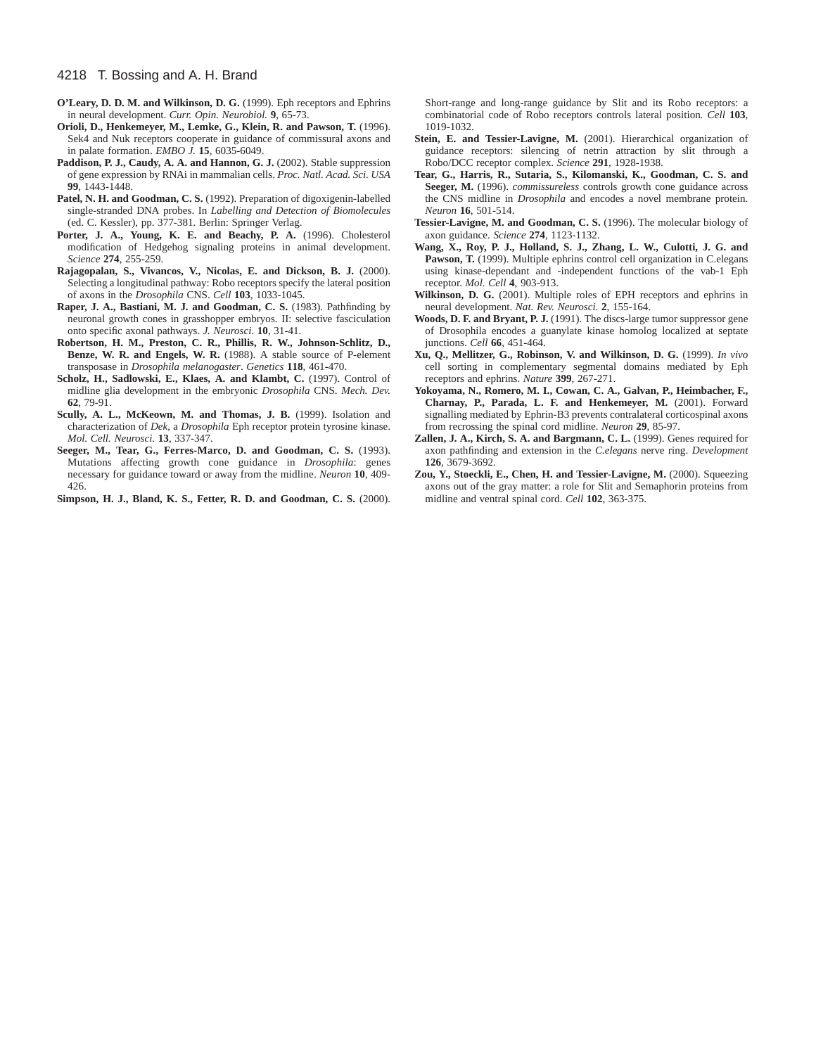**O'Leary, D. D. M. and Wilkinson, D. G.** (1999). Eph receptors and Ephrins in neural development. *Curr. Opin. Neurobiol.* **9**, 65-73.

**Orioli, D., Henkemeyer, M., Lemke, G., Klein, R. and Pawson, T.** (1996). Sek4 and Nuk receptors cooperate in guidance of commissural axons and in palate formation. *EMBO J.* **15**, 6035-6049.

**Paddison, P. J., Caudy, A. A. and Hannon, G. J.** (2002). Stable suppression of gene expression by RNAi in mammalian cells. *Proc. Natl. Acad. Sci. USA* **99**, 1443-1448.

**Patel, N. H. and Goodman, C. S.** (1992). Preparation of digoxigenin-labelled single-stranded DNA probes. In *Labelling and Detection of Biomolecules* (ed. C. Kessler), pp. 377-381. Berlin: Springer Verlag.

**Porter, J. A., Young, K. E. and Beachy, P. A.** (1996). Cholesterol modification of Hedgehog signaling proteins in animal development. *Science* **274**, 255-259.

**Rajagopalan, S., Vivancos, V., Nicolas, E. and Dickson, B. J.** (2000). Selecting a longitudinal pathway: Robo receptors specify the lateral position of axons in the *Drosophila* CNS. *Cell* **103**, 1033-1045.

**Raper, J. A., Bastiani, M. J. and Goodman, C. S.** (1983). Pathfinding by neuronal growth cones in grasshopper embryos. II: selective fasciculation onto specific axonal pathways. *J. Neurosci.* **10**, 31-41.

**Robertson, H. M., Preston, C. R., Phillis, R. W., Johnson-Schlitz, D., Benze, W. R. and Engels, W. R.** (1988). A stable source of P-element transposase in *Drosophila melanogaster*. *Genetics* **118**, 461-470.

**Scholz, H., Sadlowski, E., Klaes, A. and Klambt, C.** (1997). Control of midline glia development in the embryonic *Drosophila* CNS. *Mech. Dev.* **62**, 79-91.

**Scully, A. L., McKeown, M. and Thomas, J. B.** (1999). Isolation and characterization of *Dek*, a *Drosophila* Eph receptor protein tyrosine kinase. *Mol. Cell. Neurosci.* **13**, 337-347.

**Seeger, M., Tear, G., Ferres-Marco, D. and Goodman, C. S.** (1993). Mutations affecting growth cone guidance in *Drosophila*: genes necessary for guidance toward or away from the midline. *Neuron* **10**, 409-426.

**Simpson, H. J., Bland, K. S., Fetter, R. D. and Goodman, C. S.** (2000). Short-range and long-range guidance by Slit and its Robo receptors: a combinatorial code of Robo receptors controls lateral position. *Cell* **103**, 1019-1032.

**Stein, E. and Tessier-Lavigne, M.** (2001). Hierarchical organization of guidance receptors: silencing of netrin attraction by slit through a Robo/DCC receptor complex. *Science* **291**, 1928-1938.

**Tear, G., Harris, R., Sutaria, S., Kilomanski, K., Goodman, C. S. and Seeger, M.** (1996). *commissureless* controls growth cone guidance across the CNS midline in *Drosophila* and encodes a novel membrane protein. *Neuron* **16**, 501-514.

**Tessier-Lavigne, M. and Goodman, C. S.** (1996). The molecular biology of axon guidance. *Science* **274**, 1123-1132.

**Wang, X., Roy, P. J., Holland, S. J., Zhang, L. W., Culotti, J. G. and Pawson, T.** (1999). Multiple ephrins control cell organization in C.elegans using kinase-dependant and -independent functions of the vab-1 Eph receptor. *Mol. Cell* **4**, 903-913.

**Wilkinson, D. G.** (2001). Multiple roles of EPH receptors and ephrins in neural development. *Nat. Rev. Neurosci.* **2**, 155-164.

**Woods, D. F. and Bryant, P. J.** (1991). The discs-large tumor suppressor gene of Drosophila encodes a guanylate kinase homolog localized at septate junctions. *Cell* **66**, 451-464.

**Xu, Q., Mellitzer, G., Robinson, V. and Wilkinson, D. G.** (1999). *In vivo* cell sorting in complementary segmental domains mediated by Eph receptors and ephrins. *Nature* **399**, 267-271.

**Yokoyama, N., Romero, M. I., Cowan, C. A., Galvan, P., Heimbacher, F., Charnay, P., Parada, L. F. and Henkemeyer, M.** (2001). Forward signalling mediated by Ephrin-B3 prevents contralateral corticospinal axons from recrossing the spinal cord midline. *Neuron* **29**, 85-97.

**Zallen, J. A., Kirch, S. A. and Bargmann, C. L.** (1999). Genes required for axon pathfinding and extension in the *C.elegans* nerve ring. *Development* **126**, 3679-3692.

**Zou, Y., Stoeckli, E., Chen, H. and Tessier-Lavigne, M.** (2000). Squeezing axons out of the gray matter: a role for Slit and Semaphorin proteins from midline and ventral spinal cord. *Cell* **102**, 363-375.